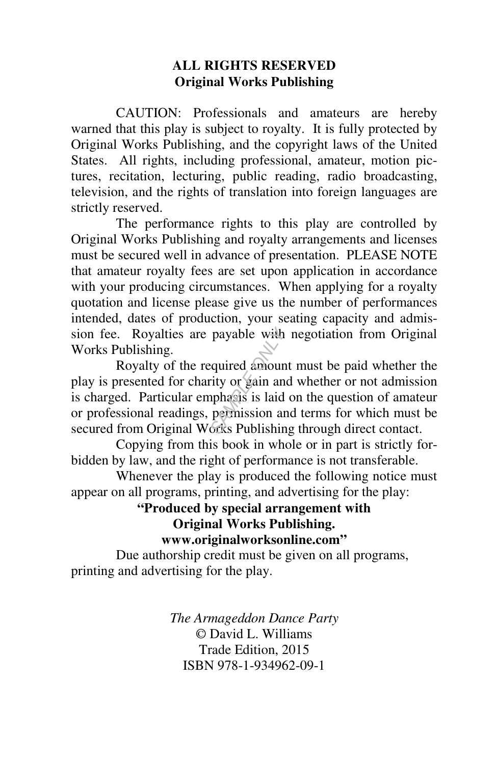**ALL RIGHTS RESERVED**
**Original Works Publishing**

CAUTION: Professionals and amateurs are hereby warned that this play is subject to royalty. It is fully protected by Original Works Publishing, and the copyright laws of the United States. All rights, including professional, amateur, motion pictures, recitation, lecturing, public reading, radio broadcasting, television, and the rights of translation into foreign languages are strictly reserved.

The performance rights to this play are controlled by Original Works Publishing and royalty arrangements and licenses must be secured well in advance of presentation. PLEASE NOTE that amateur royalty fees are set upon application in accordance with your producing circumstances. When applying for a royalty quotation and license please give us the number of performances intended, dates of production, your seating capacity and admission fee. Royalties are payable with negotiation from Original Works Publishing.

Royalty of the required amount must be paid whether the play is presented for charity or gain and whether or not admission is charged. Particular emphasis is laid on the question of amateur or professional readings, permission and terms for which must be secured from Original Works Publishing through direct contact.

Copying from this book in whole or in part is strictly forbidden by law, and the right of performance is not transferable.

Whenever the play is produced the following notice must appear on all programs, printing, and advertising for the play:

**"Produced by special arrangement with**
**Original Works Publishing.**
**www.originalworksonline.com"**

Due authorship credit must be given on all programs, printing and advertising for the play.

*The Armageddon Dance Party*
© David L. Williams
Trade Edition, 2015
ISBN 978-1-934962-09-1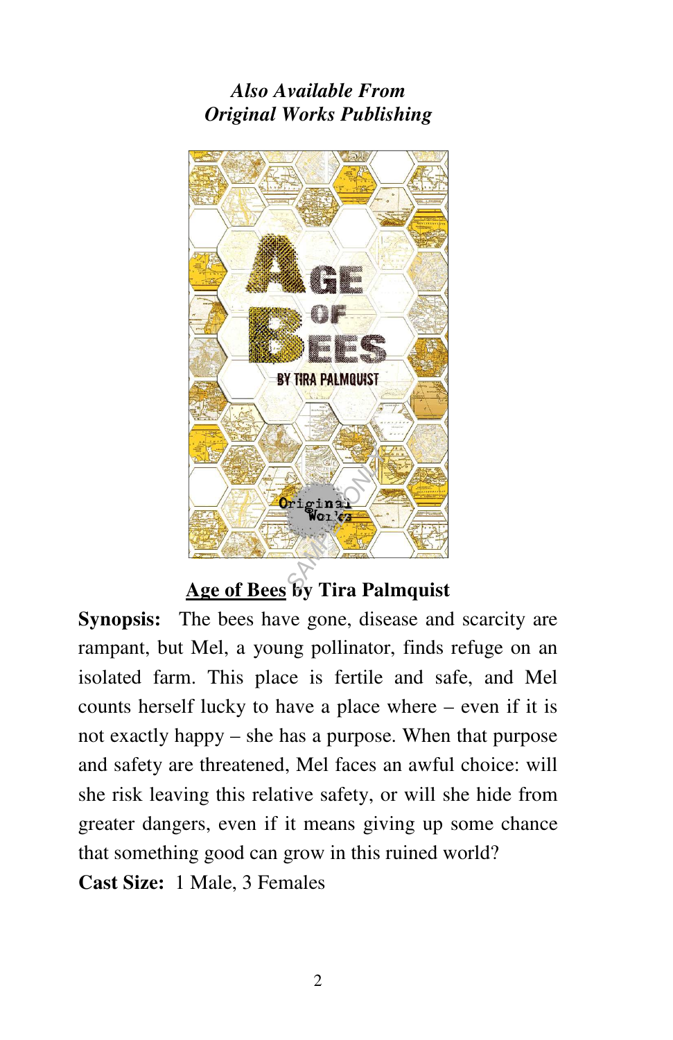***Also Available From***
***Original Works Publishing***

**<u>Age of Bees</u> by Tira Palmquist**

**Synopsis:** The bees have gone, disease and scarcity are rampant, but Mel, a young pollinator, finds refuge on an isolated farm. This place is fertile and safe, and Mel counts herself lucky to have a place where – even if it is not exactly happy – she has a purpose. When that purpose and safety are threatened, Mel faces an awful choice: will she risk leaving this relative safety, or will she hide from greater dangers, even if it means giving up some chance that something good can grow in this ruined world?

**Cast Size:** 1 Male, 3 Females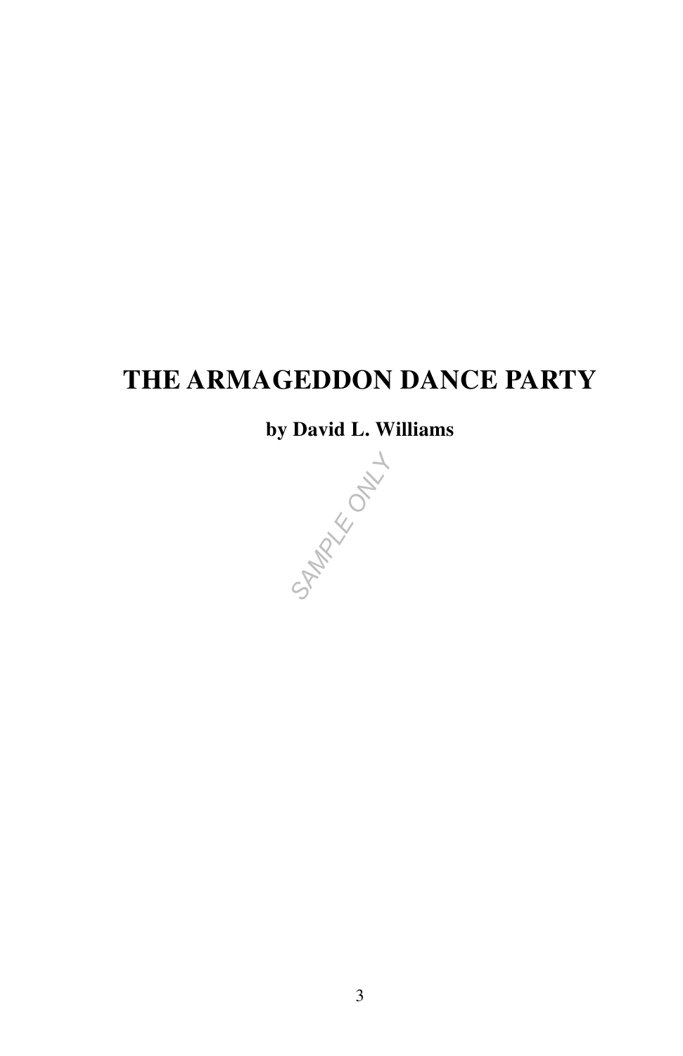# THE ARMAGEDDON DANCE PARTY

**by David L. Williams**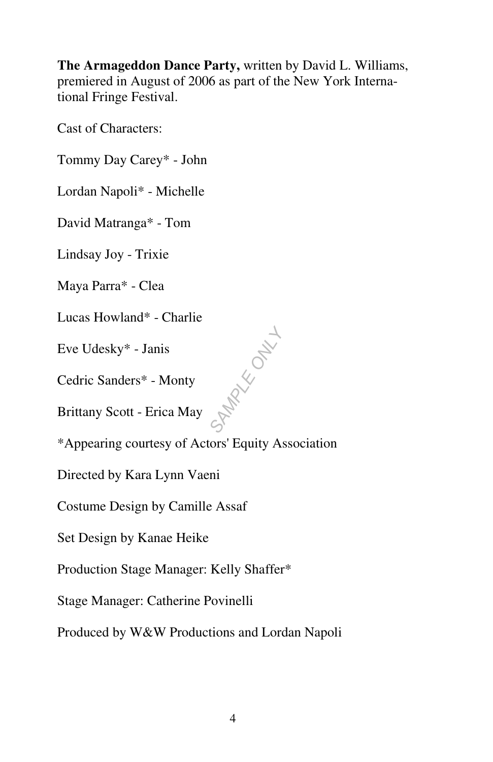**The Armageddon Dance Party,** written by David L. Williams, premiered in August of 2006 as part of the New York International Fringe Festival.

Cast of Characters:

Tommy Day Carey* - John

Lordan Napoli* - Michelle

David Matranga* - Tom

Lindsay Joy - Trixie

Maya Parra* - Clea

Lucas Howland* - Charlie

Eve Udesky* - Janis

Cedric Sanders* - Monty

Brittany Scott - Erica May

*Appearing courtesy of Actors' Equity Association

Directed by Kara Lynn Vaeni

Costume Design by Camille Assaf

Set Design by Kanae Heike

Production Stage Manager: Kelly Shaffer*

Stage Manager: Catherine Povinelli

Produced by W&W Productions and Lordan Napoli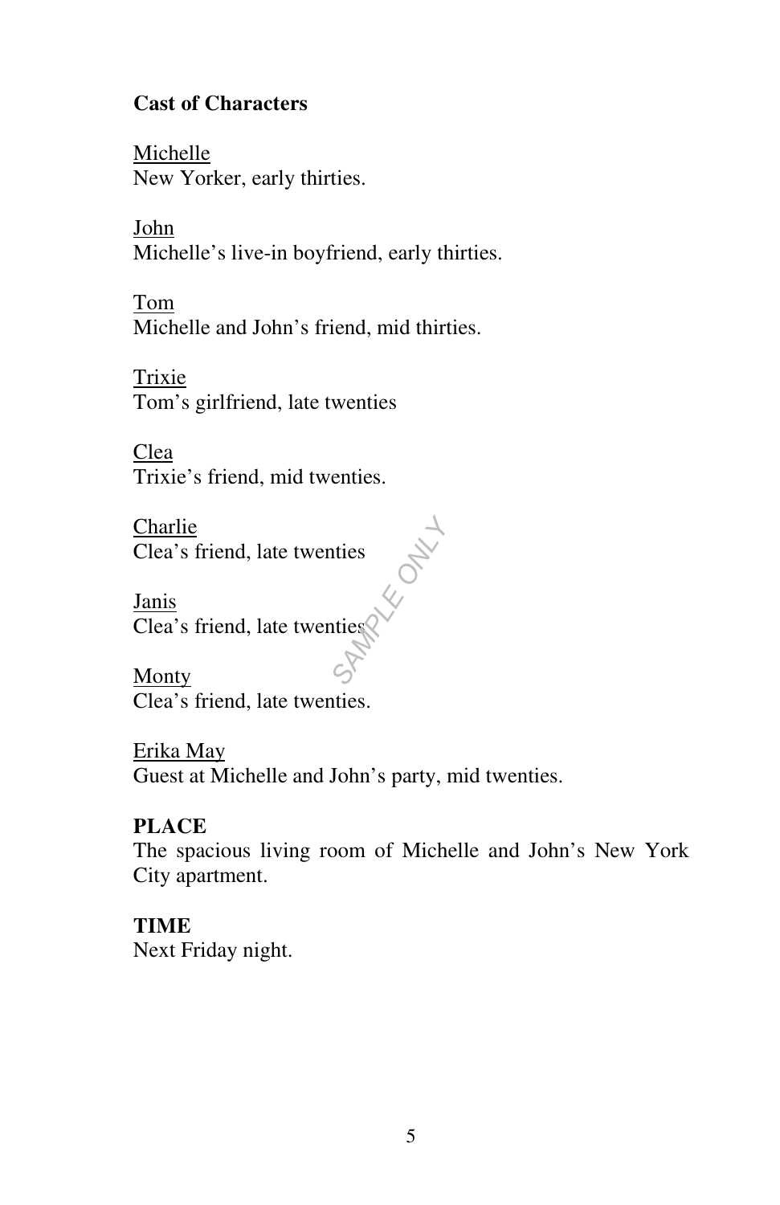**Cast of Characters**

<u>Michelle</u>
New Yorker, early thirties.

<u>John</u>
Michelle's live-in boyfriend, early thirties.

<u>Tom</u>
Michelle and John's friend, mid thirties.

<u>Trixie</u>
Tom's girlfriend, late twenties

<u>Clea</u>
Trixie's friend, mid twenties.

<u>Charlie</u>
Clea's friend, late twenties

<u>Janis</u>
Clea's friend, late twenties

<u>Monty</u>
Clea's friend, late twenties.

<u>Erika May</u>
Guest at Michelle and John's party, mid twenties.

**PLACE**
The spacious living room of Michelle and John's New York City apartment.

**TIME**
Next Friday night.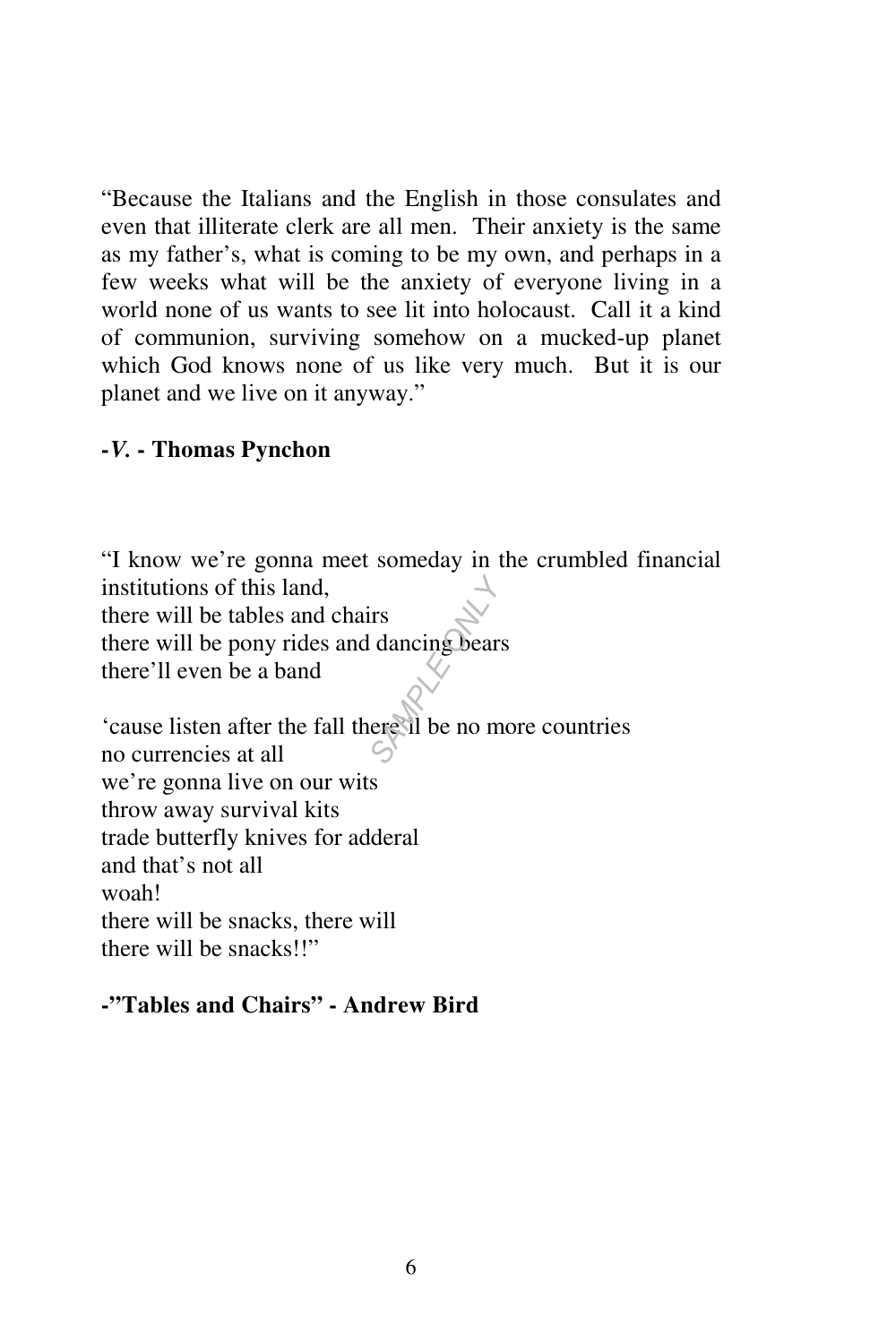"Because the Italians and the English in those consulates and even that illiterate clerk are all men. Their anxiety is the same as my father's, what is coming to be my own, and perhaps in a few weeks what will be the anxiety of everyone living in a world none of us wants to see lit into holocaust. Call it a kind of communion, surviving somehow on a mucked-up planet which God knows none of us like very much. But it is our planet and we live on it anyway."

**-*V.* - Thomas Pynchon**

"I know we're gonna meet someday in the crumbled financial institutions of this land,  
there will be tables and chairs  
there will be pony rides and dancing bears  
there'll even be a band

'cause listen after the fall there'll be no more countries  
no currencies at all  
we're gonna live on our wits  
throw away survival kits  
trade butterfly knives for adderal  
and that's not all  
woah!  
there will be snacks, there will  
there will be snacks!!"

**-"Tables and Chairs" - Andrew Bird**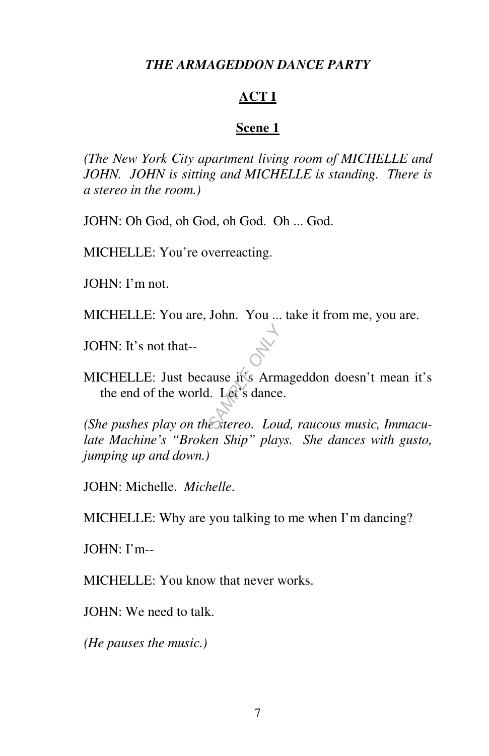***THE ARMAGEDDON DANCE PARTY***

## ACT I

### Scene 1

*(The New York City apartment living room of MICHELLE and JOHN. JOHN is sitting and MICHELLE is standing. There is a stereo in the room.)*

JOHN: Oh God, oh God, oh God. Oh ... God.

MICHELLE: You're overreacting.

JOHN: I'm not.

MICHELLE: You are, John. You ... take it from me, you are.

JOHN: It's not that--

MICHELLE: Just because it's Armageddon doesn't mean it's the end of the world. Let's dance.

*(She pushes play on the stereo. Loud, raucous music, Immaculate Machine's "Broken Ship" plays. She dances with gusto, jumping up and down.)*

JOHN: Michelle. *Michelle*.

MICHELLE: Why are you talking to me when I'm dancing?

JOHN: I'm--

MICHELLE: You know that never works.

JOHN: We need to talk.

*(He pauses the music.)*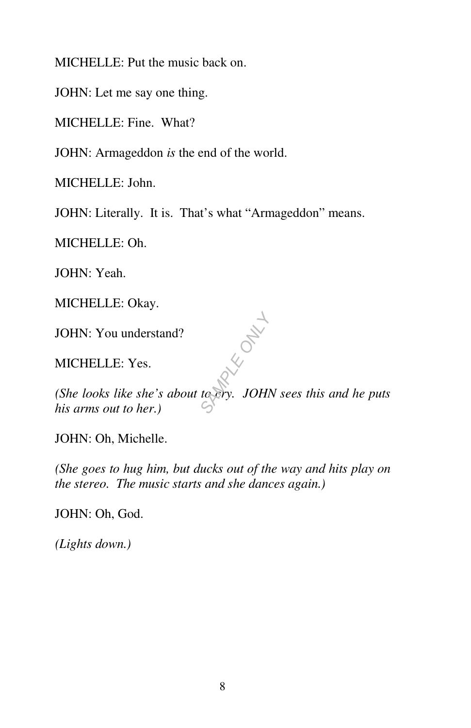MICHELLE: Put the music back on.

JOHN: Let me say one thing.

MICHELLE: Fine. What?

JOHN: Armageddon *is* the end of the world.

MICHELLE: John.

JOHN: Literally. It is. That's what "Armageddon" means.

MICHELLE: Oh.

JOHN: Yeah.

MICHELLE: Okay.

JOHN: You understand?

MICHELLE: Yes.

*(She looks like she's about to cry. JOHN sees this and he puts his arms out to her.)*

JOHN: Oh, Michelle.

*(She goes to hug him, but ducks out of the way and hits play on the stereo. The music starts and she dances again.)*

JOHN: Oh, God.

*(Lights down.)*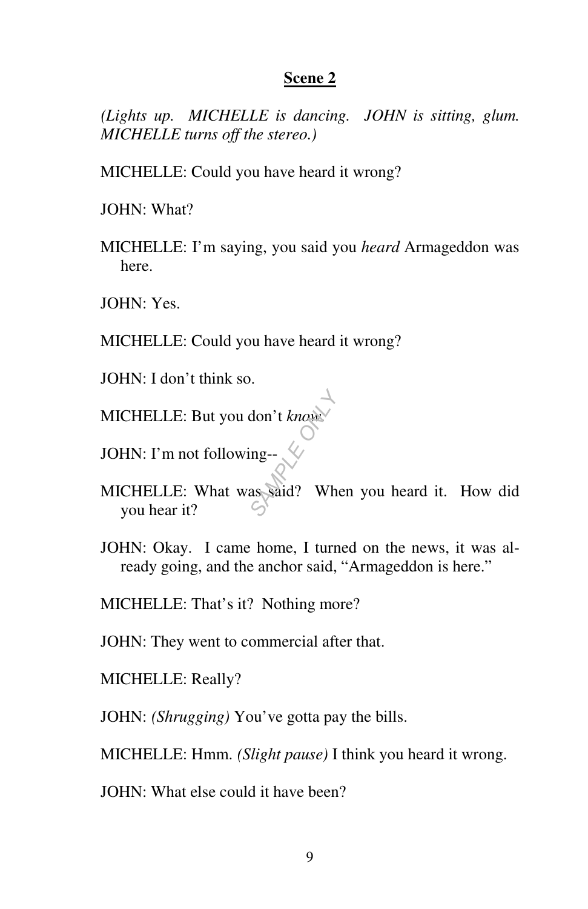## Scene 2

*(Lights up. MICHELLE is dancing. JOHN is sitting, glum. MICHELLE turns off the stereo.)*

MICHELLE: Could you have heard it wrong?

JOHN: What?

MICHELLE: I'm saying, you said you *heard* Armageddon was here.

JOHN: Yes.

MICHELLE: Could you have heard it wrong?

JOHN: I don't think so.

MICHELLE: But you don't *know*.

JOHN: I'm not following--

MICHELLE: What was said? When you heard it. How did you hear it?

JOHN: Okay. I came home, I turned on the news, it was already going, and the anchor said, "Armageddon is here."

MICHELLE: That's it? Nothing more?

JOHN: They went to commercial after that.

MICHELLE: Really?

JOHN: *(Shrugging)* You've gotta pay the bills.

MICHELLE: Hmm. *(Slight pause)* I think you heard it wrong.

JOHN: What else could it have been?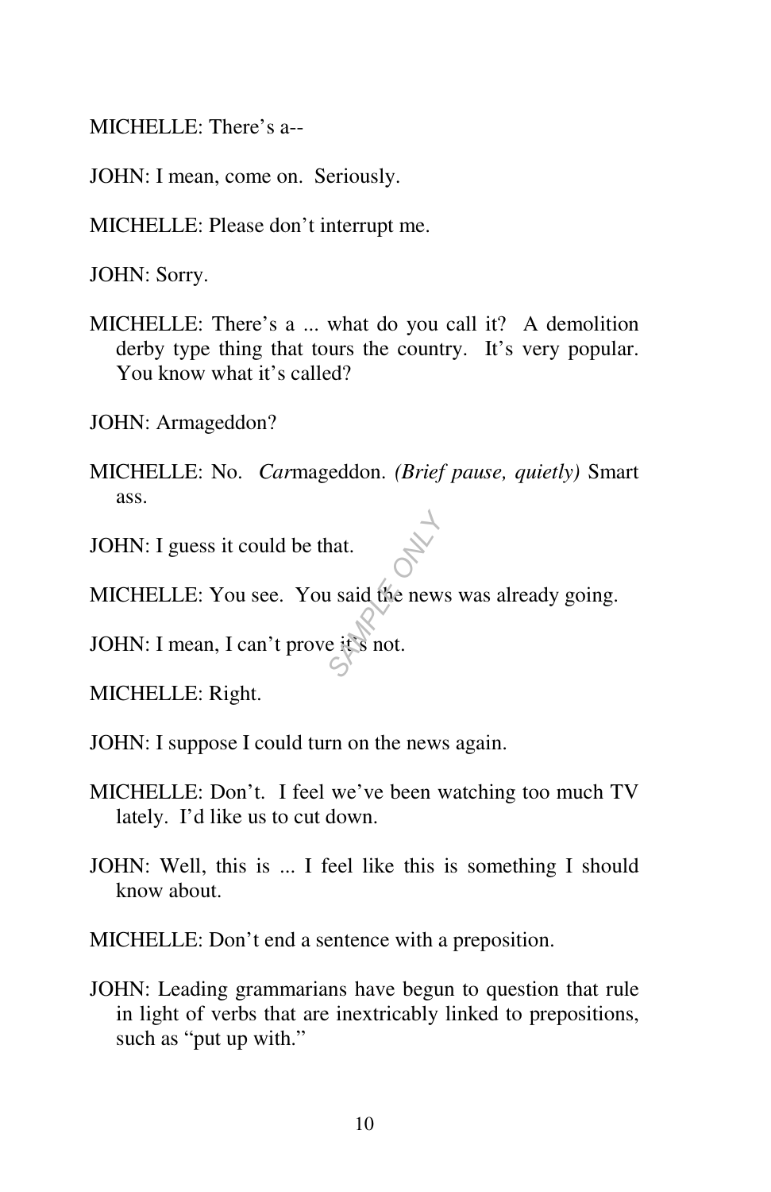MICHELLE: There's a--

JOHN: I mean, come on. Seriously.

MICHELLE: Please don't interrupt me.

JOHN: Sorry.

MICHELLE: There's a ... what do you call it? A demolition derby type thing that tours the country. It's very popular. You know what it's called?

JOHN: Armageddon?

MICHELLE: No. *Car*mageddon. *(Brief pause, quietly)* Smart ass.

JOHN: I guess it could be that.

MICHELLE: You see. You said the news was already going.

JOHN: I mean, I can't prove it's not.

MICHELLE: Right.

JOHN: I suppose I could turn on the news again.

MICHELLE: Don't. I feel we've been watching too much TV lately. I'd like us to cut down.

JOHN: Well, this is ... I feel like this is something I should know about.

MICHELLE: Don't end a sentence with a preposition.

JOHN: Leading grammarians have begun to question that rule in light of verbs that are inextricably linked to prepositions, such as "put up with."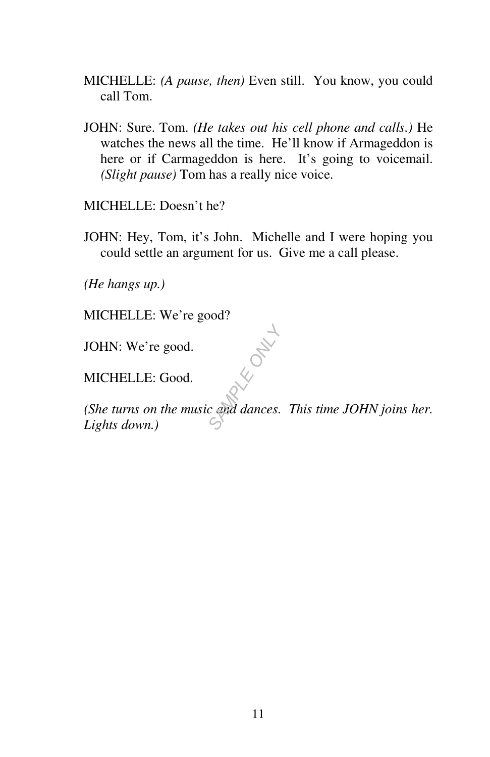MICHELLE: *(A pause, then)* Even still. You know, you could call Tom.

JOHN: Sure. Tom. *(He takes out his cell phone and calls.)* He watches the news all the time. He'll know if Armageddon is here or if Carmageddon is here. It's going to voicemail. *(Slight pause)* Tom has a really nice voice.

MICHELLE: Doesn't he?

JOHN: Hey, Tom, it's John. Michelle and I were hoping you could settle an argument for us. Give me a call please.

*(He hangs up.)*

MICHELLE: We're good?

JOHN: We're good.

MICHELLE: Good.

*(She turns on the music and dances. This time JOHN joins her. Lights down.)*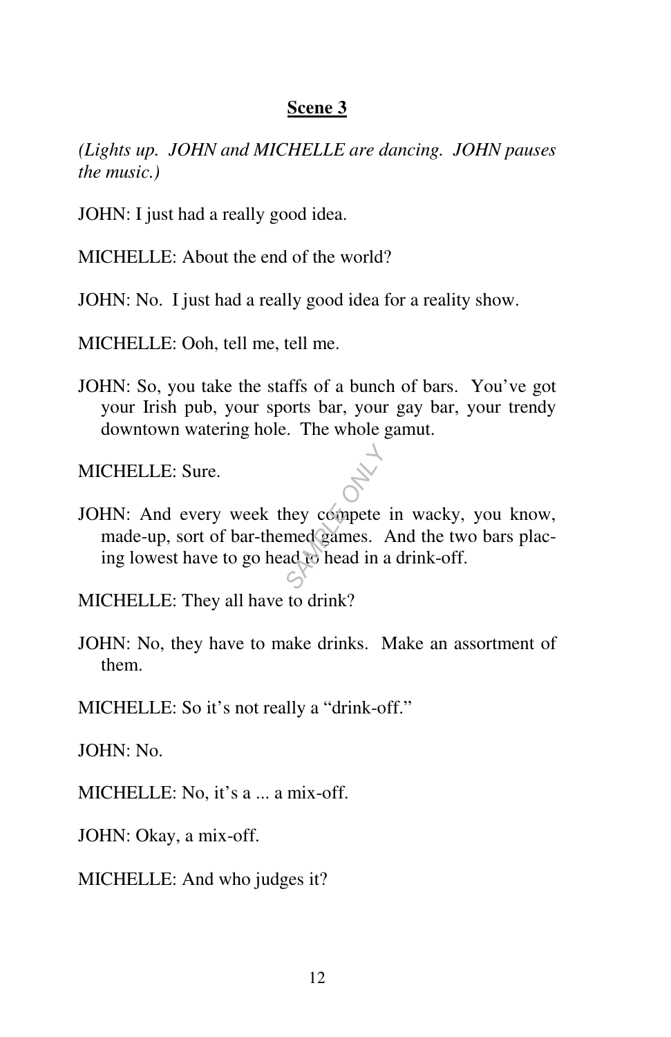## Scene 3

*(Lights up. JOHN and MICHELLE are dancing. JOHN pauses the music.)*

JOHN: I just had a really good idea.

MICHELLE: About the end of the world?

JOHN: No. I just had a really good idea for a reality show.

MICHELLE: Ooh, tell me, tell me.

JOHN: So, you take the staffs of a bunch of bars. You've got your Irish pub, your sports bar, your gay bar, your trendy downtown watering hole. The whole gamut.

MICHELLE: Sure.

JOHN: And every week they compete in wacky, you know, made-up, sort of bar-themed games. And the two bars placing lowest have to go head to head in a drink-off.

MICHELLE: They all have to drink?

JOHN: No, they have to make drinks. Make an assortment of them.

MICHELLE: So it's not really a "drink-off."

JOHN: No.

MICHELLE: No, it's a ... a mix-off.

JOHN: Okay, a mix-off.

MICHELLE: And who judges it?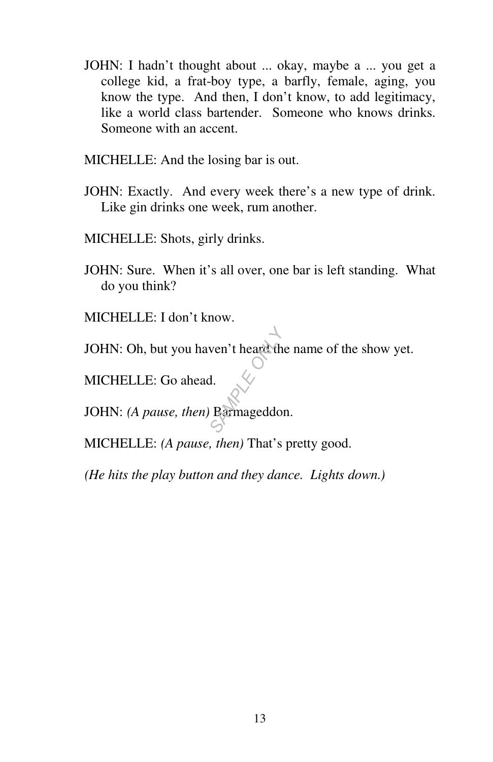JOHN: I hadn't thought about ... okay, maybe a ... you get a college kid, a frat-boy type, a barfly, female, aging, you know the type. And then, I don't know, to add legitimacy, like a world class bartender. Someone who knows drinks. Someone with an accent.

MICHELLE: And the losing bar is out.

JOHN: Exactly. And every week there's a new type of drink. Like gin drinks one week, rum another.

MICHELLE: Shots, girly drinks.

JOHN: Sure. When it's all over, one bar is left standing. What do you think?

MICHELLE: I don't know.

JOHN: Oh, but you haven't heard the name of the show yet.

MICHELLE: Go ahead.

JOHN: *(A pause, then)* Barmageddon.

MICHELLE: *(A pause, then)* That's pretty good.

*(He hits the play button and they dance. Lights down.)*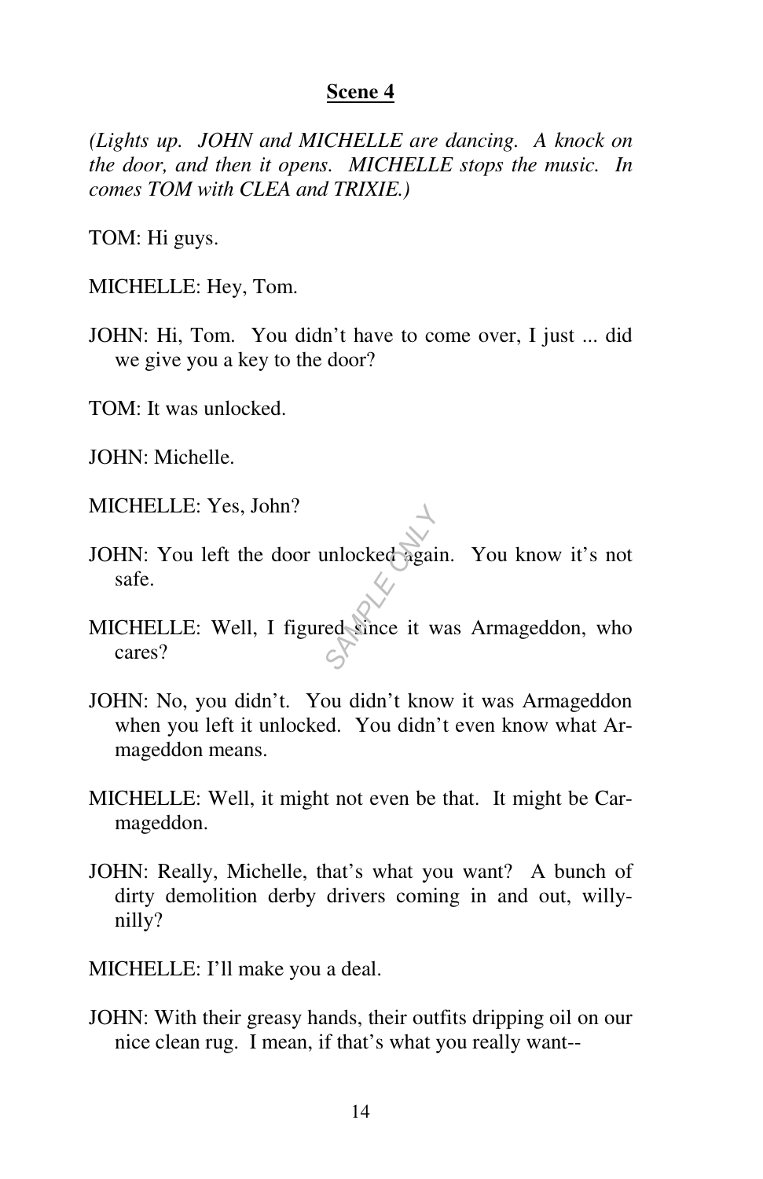## Scene 4

*(Lights up. JOHN and MICHELLE are dancing. A knock on the door, and then it opens. MICHELLE stops the music. In comes TOM with CLEA and TRIXIE.)*

TOM: Hi guys.

MICHELLE: Hey, Tom.

JOHN: Hi, Tom. You didn't have to come over, I just ... did we give you a key to the door?

TOM: It was unlocked.

JOHN: Michelle.

MICHELLE: Yes, John?

JOHN: You left the door unlocked again. You know it's not safe.

MICHELLE: Well, I figured since it was Armageddon, who cares?

JOHN: No, you didn't. You didn't know it was Armageddon when you left it unlocked. You didn't even know what Armageddon means.

MICHELLE: Well, it might not even be that. It might be Carmageddon.

JOHN: Really, Michelle, that's what you want? A bunch of dirty demolition derby drivers coming in and out, willy-nilly?

MICHELLE: I'll make you a deal.

JOHN: With their greasy hands, their outfits dripping oil on our nice clean rug. I mean, if that's what you really want--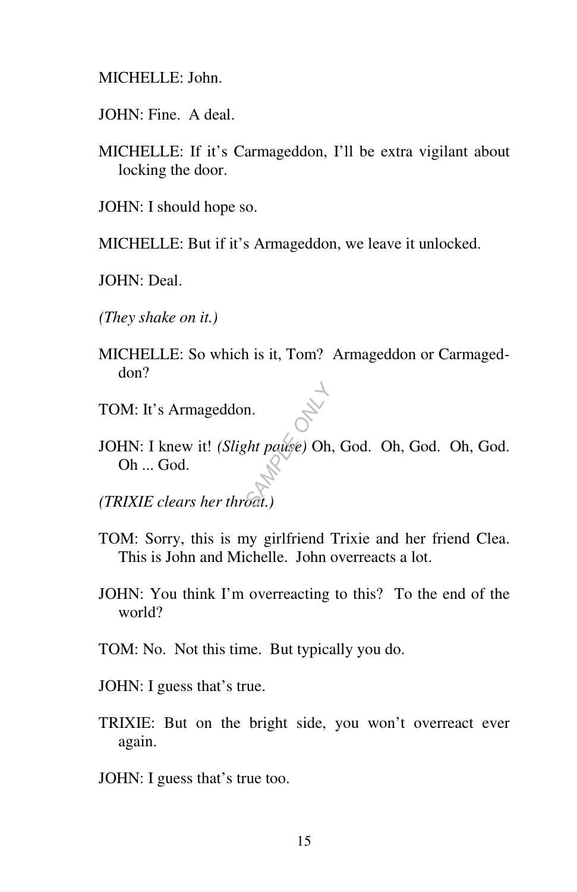MICHELLE: John.

JOHN: Fine. A deal.

MICHELLE: If it's Carmageddon, I'll be extra vigilant about locking the door.

JOHN: I should hope so.

MICHELLE: But if it's Armageddon, we leave it unlocked.

JOHN: Deal.

*(They shake on it.)*

MICHELLE: So which is it, Tom? Armageddon or Carmageddon?

TOM: It's Armageddon.

JOHN: I knew it! *(Slight pause)* Oh, God. Oh, God. Oh, God. Oh ... God.

*(TRIXIE clears her throat.)*

TOM: Sorry, this is my girlfriend Trixie and her friend Clea. This is John and Michelle. John overreacts a lot.

JOHN: You think I'm overreacting to this? To the end of the world?

TOM: No. Not this time. But typically you do.

JOHN: I guess that's true.

TRIXIE: But on the bright side, you won't overreact ever again.

JOHN: I guess that's true too.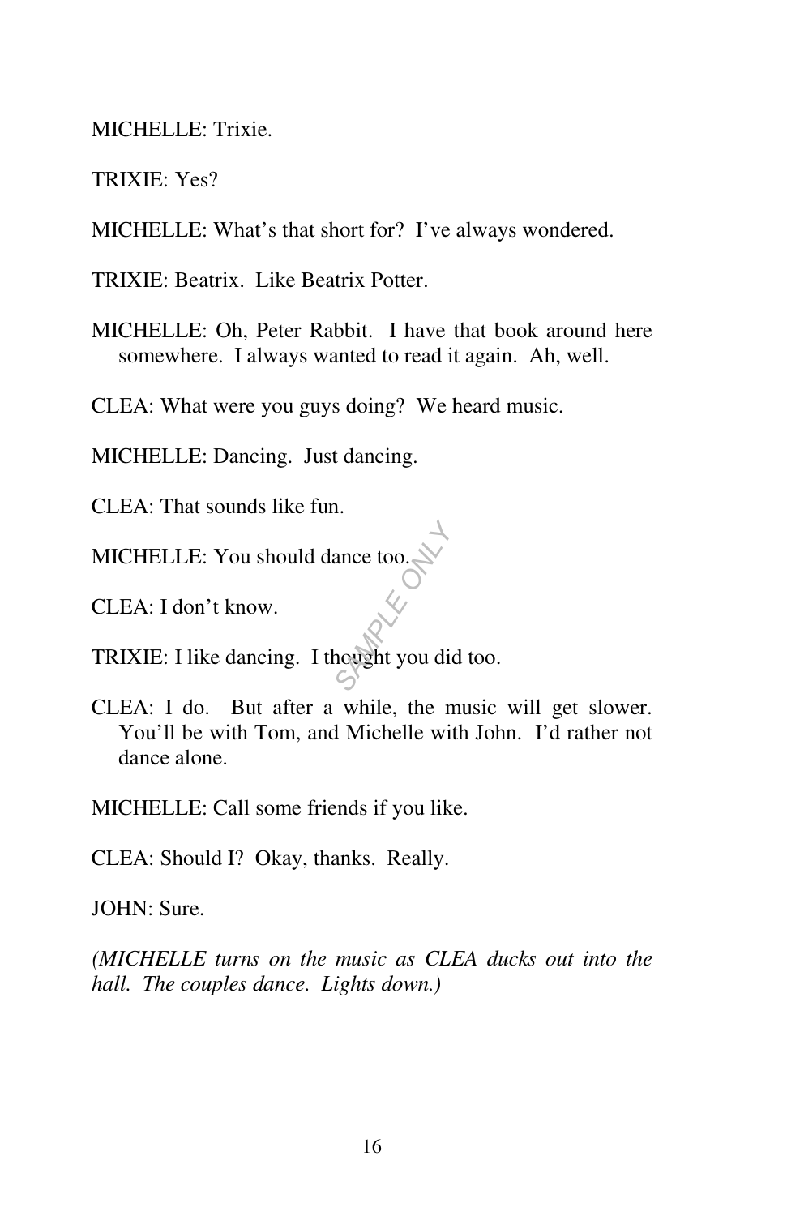MICHELLE: Trixie.

TRIXIE: Yes?

MICHELLE: What's that short for? I've always wondered.

TRIXIE: Beatrix. Like Beatrix Potter.

MICHELLE: Oh, Peter Rabbit. I have that book around here somewhere. I always wanted to read it again. Ah, well.

CLEA: What were you guys doing? We heard music.

MICHELLE: Dancing. Just dancing.

CLEA: That sounds like fun.

MICHELLE: You should dance too.

CLEA: I don't know.

TRIXIE: I like dancing. I thought you did too.

CLEA: I do. But after a while, the music will get slower. You'll be with Tom, and Michelle with John. I'd rather not dance alone.

MICHELLE: Call some friends if you like.

CLEA: Should I? Okay, thanks. Really.

JOHN: Sure.

*(MICHELLE turns on the music as CLEA ducks out into the hall. The couples dance. Lights down.)*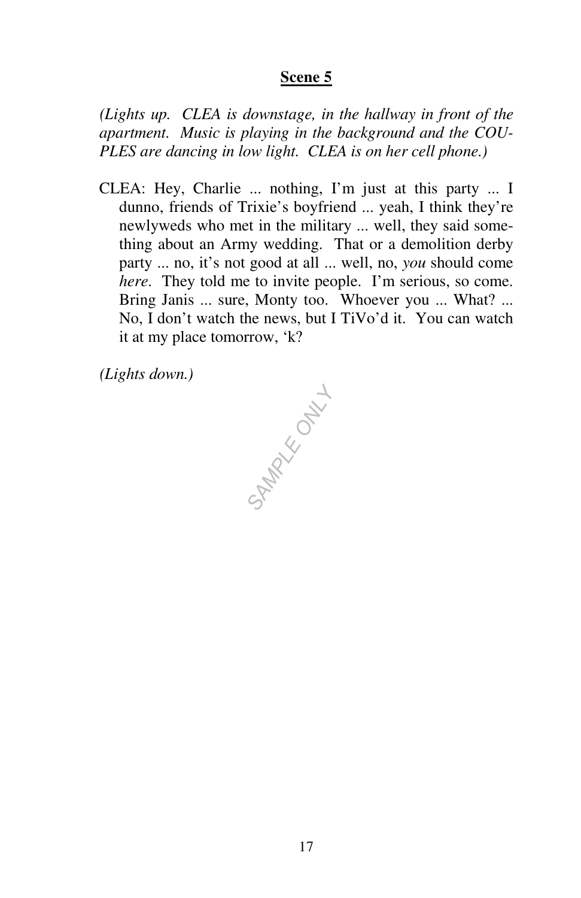**Scene 5**

*(Lights up. CLEA is downstage, in the hallway in front of the apartment. Music is playing in the background and the COUPLES are dancing in low light. CLEA is on her cell phone.)*

CLEA: Hey, Charlie ... nothing, I'm just at this party ... I dunno, friends of Trixie's boyfriend ... yeah, I think they're newlyweds who met in the military ... well, they said something about an Army wedding. That or a demolition derby party ... no, it's not good at all ... well, no, *you* should come *here*. They told me to invite people. I'm serious, so come. Bring Janis ... sure, Monty too. Whoever you ... What? ... No, I don't watch the news, but I TiVo'd it. You can watch it at my place tomorrow, 'k?

*(Lights down.)*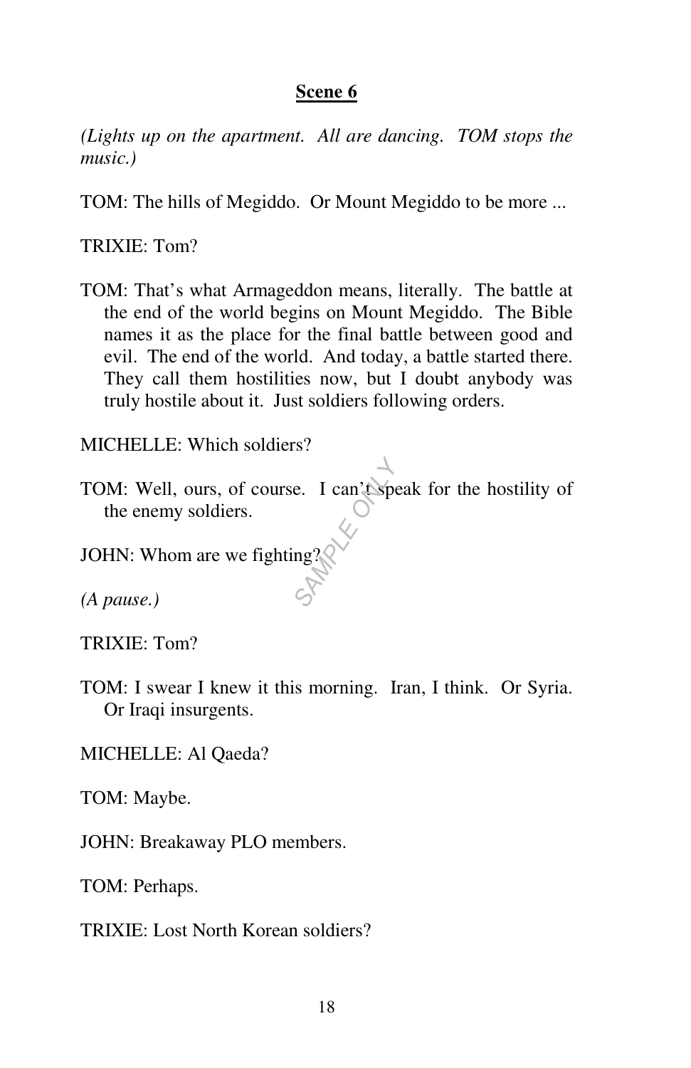## Scene 6

*(Lights up on the apartment. All are dancing. TOM stops the music.)*

TOM: The hills of Megiddo. Or Mount Megiddo to be more ...

TRIXIE: Tom?

TOM: That's what Armageddon means, literally. The battle at the end of the world begins on Mount Megiddo. The Bible names it as the place for the final battle between good and evil. The end of the world. And today, a battle started there. They call them hostilities now, but I doubt anybody was truly hostile about it. Just soldiers following orders.

MICHELLE: Which soldiers?

TOM: Well, ours, of course. I can't speak for the hostility of the enemy soldiers.

JOHN: Whom are we fighting?

*(A pause.)*

TRIXIE: Tom?

TOM: I swear I knew it this morning. Iran, I think. Or Syria. Or Iraqi insurgents.

MICHELLE: Al Qaeda?

TOM: Maybe.

JOHN: Breakaway PLO members.

TOM: Perhaps.

TRIXIE: Lost North Korean soldiers?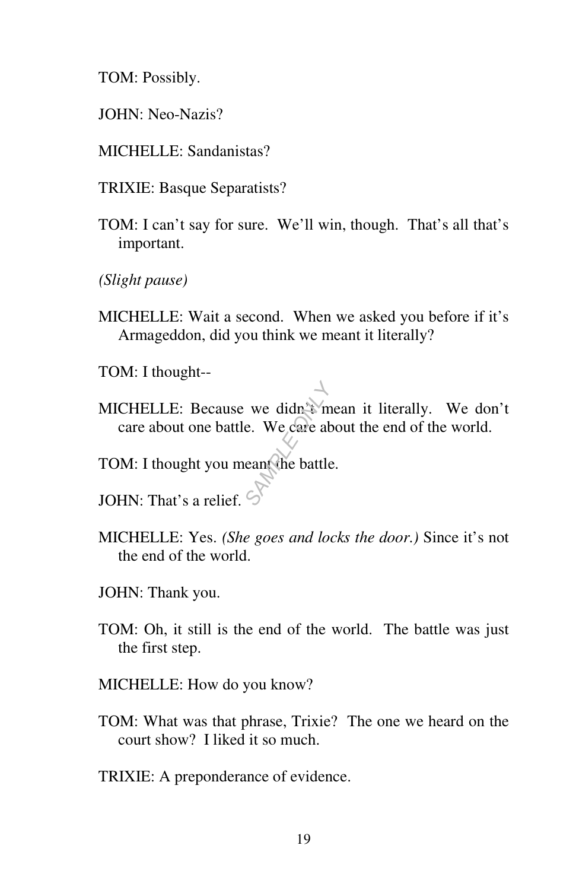TOM: Possibly.

JOHN: Neo-Nazis?

MICHELLE: Sandanistas?

TRIXIE: Basque Separatists?

TOM: I can't say for sure. We'll win, though. That's all that's important.

*(Slight pause)*

MICHELLE: Wait a second. When we asked you before if it's Armageddon, did you think we meant it literally?

TOM: I thought--

MICHELLE: Because we didn't mean it literally. We don't care about one battle. We care about the end of the world.

TOM: I thought you meant the battle.

JOHN: That's a relief.

MICHELLE: Yes. *(She goes and locks the door.)* Since it's not the end of the world.

JOHN: Thank you.

TOM: Oh, it still is the end of the world. The battle was just the first step.

MICHELLE: How do you know?

TOM: What was that phrase, Trixie? The one we heard on the court show? I liked it so much.

TRIXIE: A preponderance of evidence.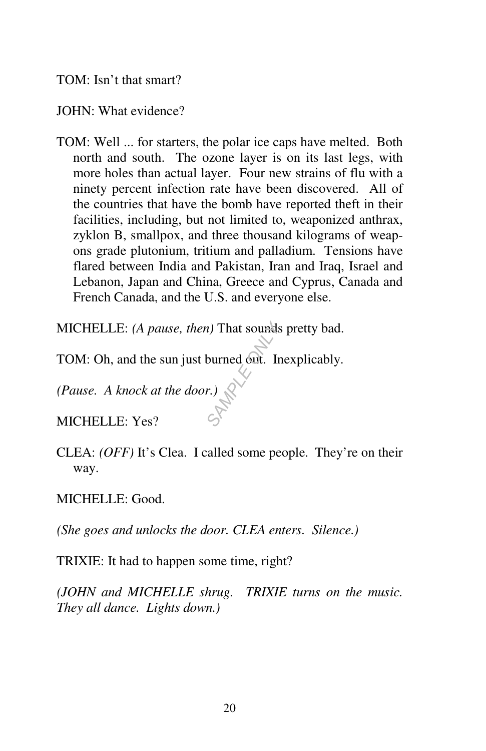TOM: Isn't that smart?

JOHN: What evidence?

TOM: Well ... for starters, the polar ice caps have melted. Both north and south. The ozone layer is on its last legs, with more holes than actual layer. Four new strains of flu with a ninety percent infection rate have been discovered. All of the countries that have the bomb have reported theft in their facilities, including, but not limited to, weaponized anthrax, zyklon B, smallpox, and three thousand kilograms of weapons grade plutonium, tritium and palladium. Tensions have flared between India and Pakistan, Iran and Iraq, Israel and Lebanon, Japan and China, Greece and Cyprus, Canada and French Canada, and the U.S. and everyone else.

MICHELLE: *(A pause, then)* That sounds pretty bad.

TOM: Oh, and the sun just burned out. Inexplicably.

*(Pause. A knock at the door.)*

MICHELLE: Yes?

CLEA: *(OFF)* It's Clea. I called some people. They're on their way.

MICHELLE: Good.

*(She goes and unlocks the door. CLEA enters. Silence.)*

TRIXIE: It had to happen some time, right?

*(JOHN and MICHELLE shrug. TRIXIE turns on the music. They all dance. Lights down.)*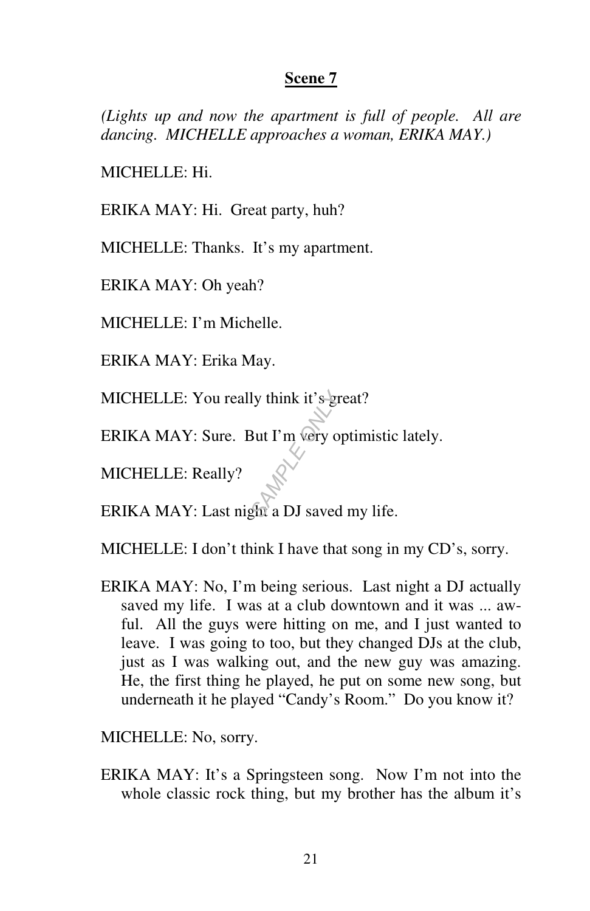## Scene 7

*(Lights up and now the apartment is full of people. All are dancing. MICHELLE approaches a woman, ERIKA MAY.)*

MICHELLE: Hi.

ERIKA MAY: Hi. Great party, huh?

MICHELLE: Thanks. It's my apartment.

ERIKA MAY: Oh yeah?

MICHELLE: I'm Michelle.

ERIKA MAY: Erika May.

MICHELLE: You really think it's great?

ERIKA MAY: Sure. But I'm very optimistic lately.

MICHELLE: Really?

ERIKA MAY: Last night a DJ saved my life.

MICHELLE: I don't think I have that song in my CD's, sorry.

ERIKA MAY: No, I'm being serious. Last night a DJ actually saved my life. I was at a club downtown and it was ... awful. All the guys were hitting on me, and I just wanted to leave. I was going to too, but they changed DJs at the club, just as I was walking out, and the new guy was amazing. He, the first thing he played, he put on some new song, but underneath it he played "Candy's Room." Do you know it?

MICHELLE: No, sorry.

ERIKA MAY: It's a Springsteen song. Now I'm not into the whole classic rock thing, but my brother has the album it's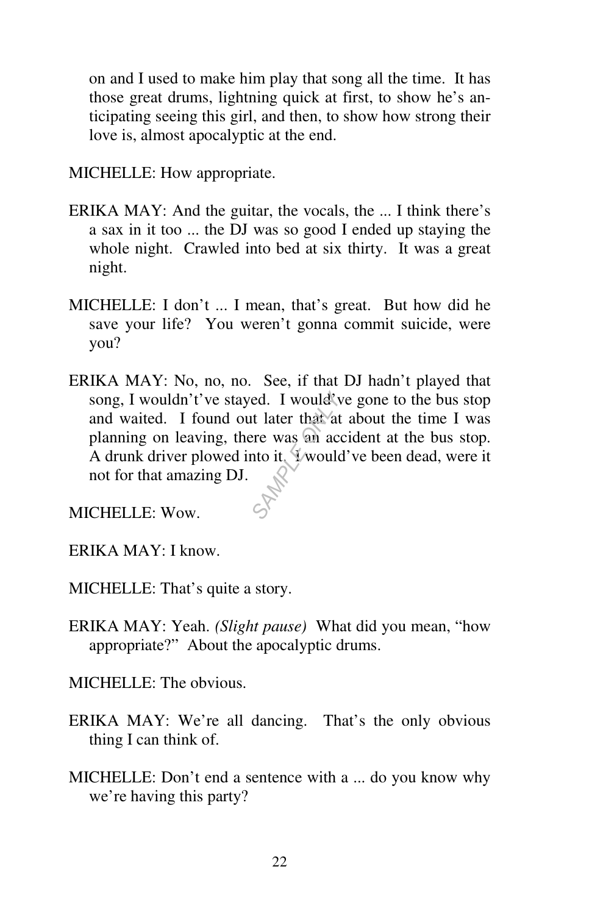on and I used to make him play that song all the time. It has those great drums, lightning quick at first, to show he's anticipating seeing this girl, and then, to show how strong their love is, almost apocalyptic at the end.

MICHELLE: How appropriate.

ERIKA MAY: And the guitar, the vocals, the ... I think there's a sax in it too ... the DJ was so good I ended up staying the whole night. Crawled into bed at six thirty. It was a great night.

MICHELLE: I don't ... I mean, that's great. But how did he save your life? You weren't gonna commit suicide, were you?

ERIKA MAY: No, no, no. See, if that DJ hadn't played that song, I wouldn't've stayed. I would've gone to the bus stop and waited. I found out later that at about the time I was planning on leaving, there was an accident at the bus stop. A drunk driver plowed into it. I would've been dead, were it not for that amazing DJ.

MICHELLE: Wow.

ERIKA MAY: I know.

MICHELLE: That's quite a story.

ERIKA MAY: Yeah. *(Slight pause)* What did you mean, "how appropriate?" About the apocalyptic drums.

MICHELLE: The obvious.

ERIKA MAY: We're all dancing. That's the only obvious thing I can think of.

MICHELLE: Don't end a sentence with a ... do you know why we're having this party?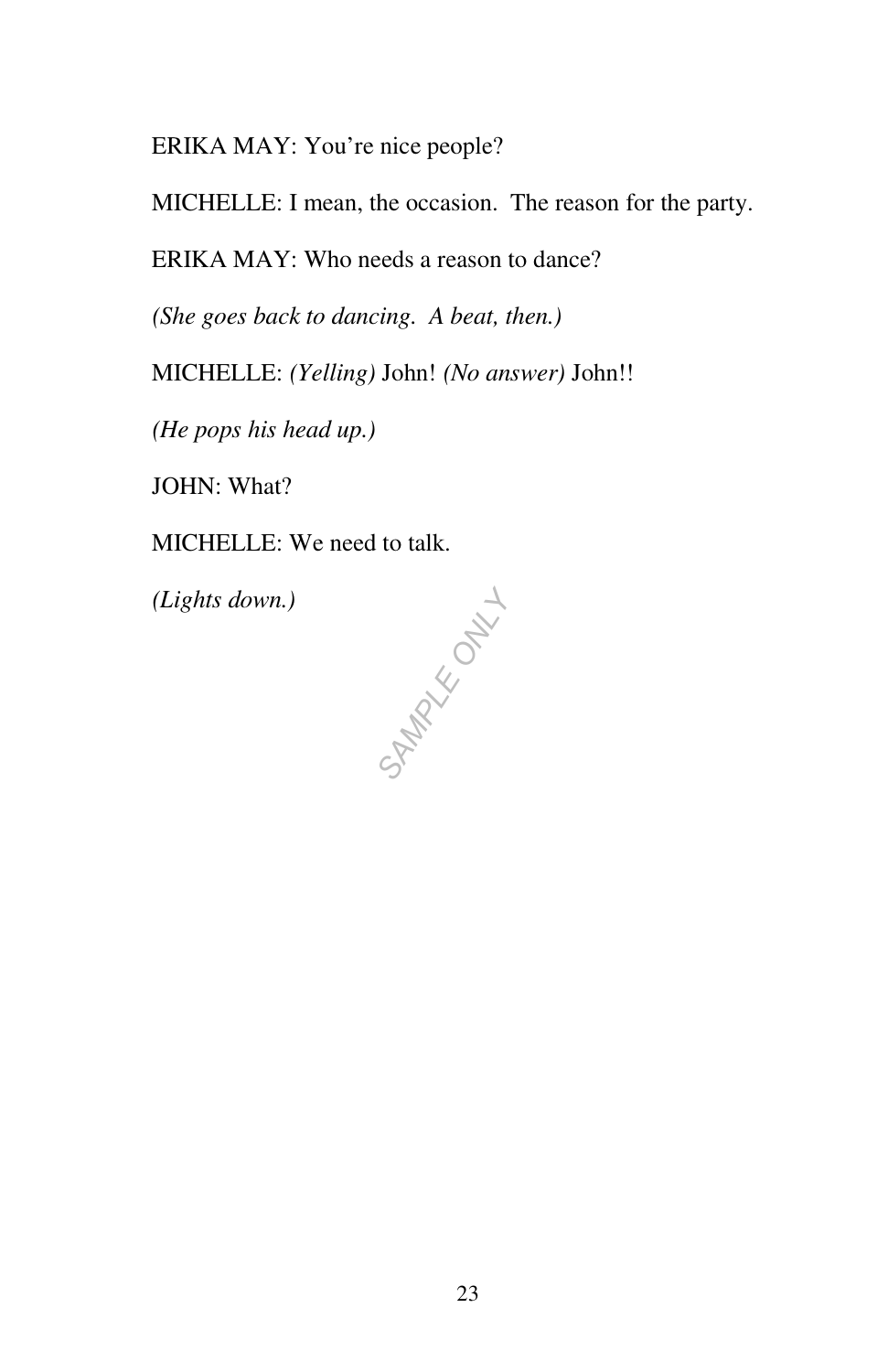ERIKA MAY: You're nice people?

MICHELLE: I mean, the occasion.  The reason for the party.

ERIKA MAY: Who needs a reason to dance?

*(She goes back to dancing.  A beat, then.)*

MICHELLE: *(Yelling)* John! *(No answer)* John!!

*(He pops his head up.)*

JOHN: What?

MICHELLE: We need to talk.

*(Lights down.)*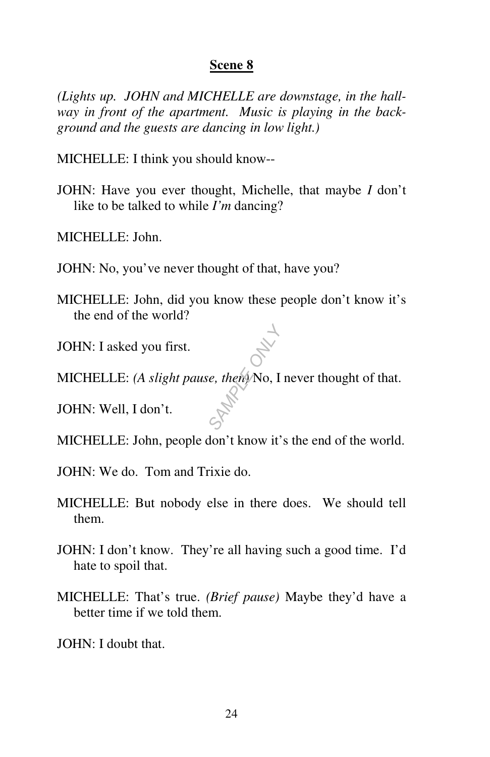## Scene 8

*(Lights up. JOHN and MICHELLE are downstage, in the hallway in front of the apartment. Music is playing in the background and the guests are dancing in low light.)*

MICHELLE: I think you should know--

JOHN: Have you ever thought, Michelle, that maybe *I* don't like to be talked to while *I'm* dancing?

MICHELLE: John.

JOHN: No, you've never thought of that, have you?

MICHELLE: John, did you know these people don't know it's the end of the world?

JOHN: I asked you first.

MICHELLE: *(A slight pause, then)* No, I never thought of that.

JOHN: Well, I don't.

MICHELLE: John, people don't know it's the end of the world.

JOHN: We do. Tom and Trixie do.

MICHELLE: But nobody else in there does. We should tell them.

JOHN: I don't know. They're all having such a good time. I'd hate to spoil that.

MICHELLE: That's true. *(Brief pause)* Maybe they'd have a better time if we told them.

JOHN: I doubt that.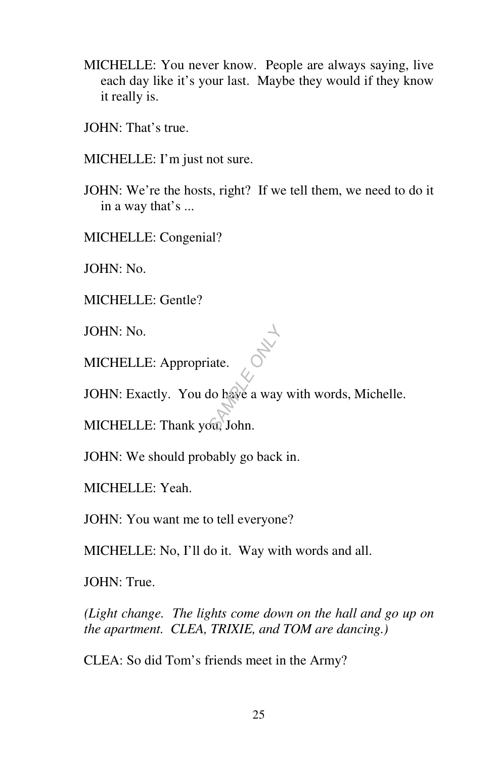MICHELLE: You never know. People are always saying, live each day like it's your last. Maybe they would if they know it really is.

JOHN: That's true.

MICHELLE: I'm just not sure.

JOHN: We're the hosts, right? If we tell them, we need to do it in a way that's ...

MICHELLE: Congenial?

JOHN: No.

MICHELLE: Gentle?

JOHN: No.

MICHELLE: Appropriate.

JOHN: Exactly. You do have a way with words, Michelle.

MICHELLE: Thank you, John.

JOHN: We should probably go back in.

MICHELLE: Yeah.

JOHN: You want me to tell everyone?

MICHELLE: No, I'll do it. Way with words and all.

JOHN: True.

*(Light change. The lights come down on the hall and go up on the apartment. CLEA, TRIXIE, and TOM are dancing.)*

CLEA: So did Tom's friends meet in the Army?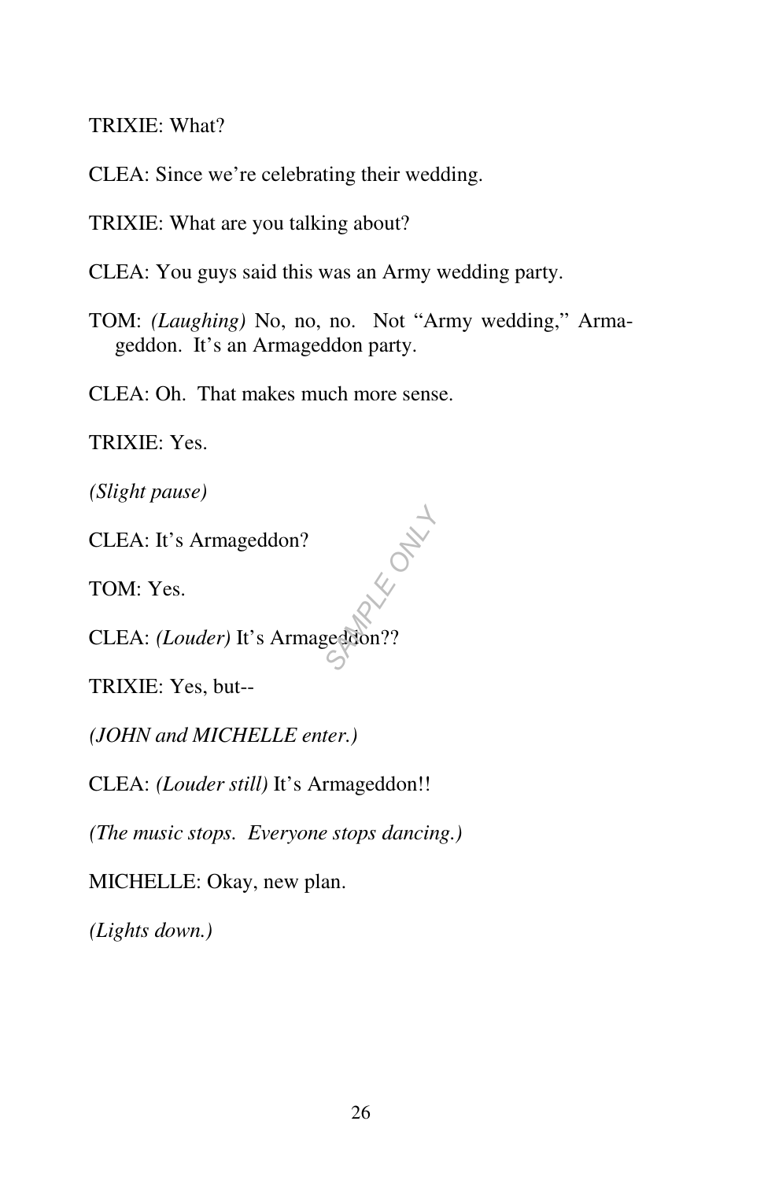TRIXIE: What?

CLEA: Since we're celebrating their wedding.

TRIXIE: What are you talking about?

CLEA: You guys said this was an Army wedding party.

TOM: *(Laughing)* No, no, no. Not "Army wedding," Armageddon. It's an Armageddon party.

CLEA: Oh. That makes much more sense.

TRIXIE: Yes.

*(Slight pause)*

CLEA: It's Armageddon?

TOM: Yes.

CLEA: *(Louder)* It's Armageddon??

TRIXIE: Yes, but--

*(JOHN and MICHELLE enter.)*

CLEA: *(Louder still)* It's Armageddon!!

*(The music stops. Everyone stops dancing.)*

MICHELLE: Okay, new plan.

*(Lights down.)*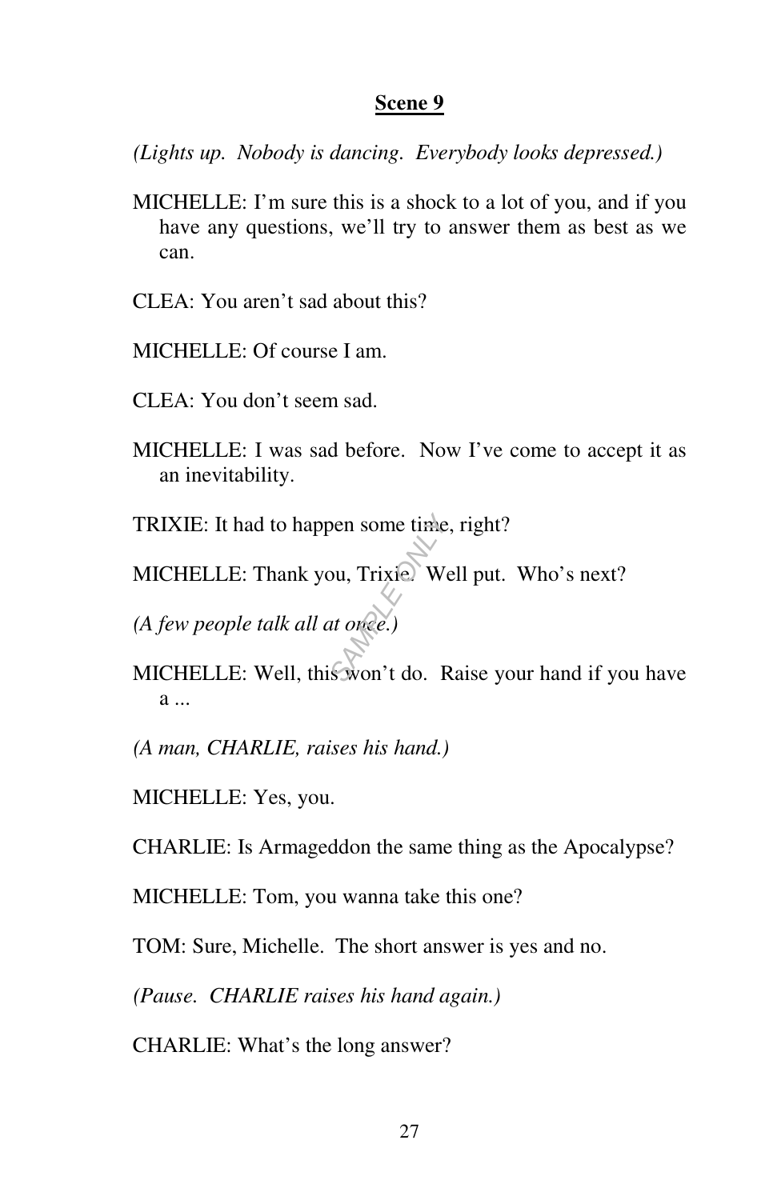## Scene 9

*(Lights up. Nobody is dancing. Everybody looks depressed.)*

MICHELLE: I'm sure this is a shock to a lot of you, and if you have any questions, we'll try to answer them as best as we can.

CLEA: You aren't sad about this?

MICHELLE: Of course I am.

CLEA: You don't seem sad.

MICHELLE: I was sad before. Now I've come to accept it as an inevitability.

TRIXIE: It had to happen some time, right?

MICHELLE: Thank you, Trixie. Well put. Who's next?

*(A few people talk all at once.)*

MICHELLE: Well, this won't do. Raise your hand if you have a ...

*(A man, CHARLIE, raises his hand.)*

MICHELLE: Yes, you.

CHARLIE: Is Armageddon the same thing as the Apocalypse?

MICHELLE: Tom, you wanna take this one?

TOM: Sure, Michelle. The short answer is yes and no.

*(Pause. CHARLIE raises his hand again.)*

CHARLIE: What's the long answer?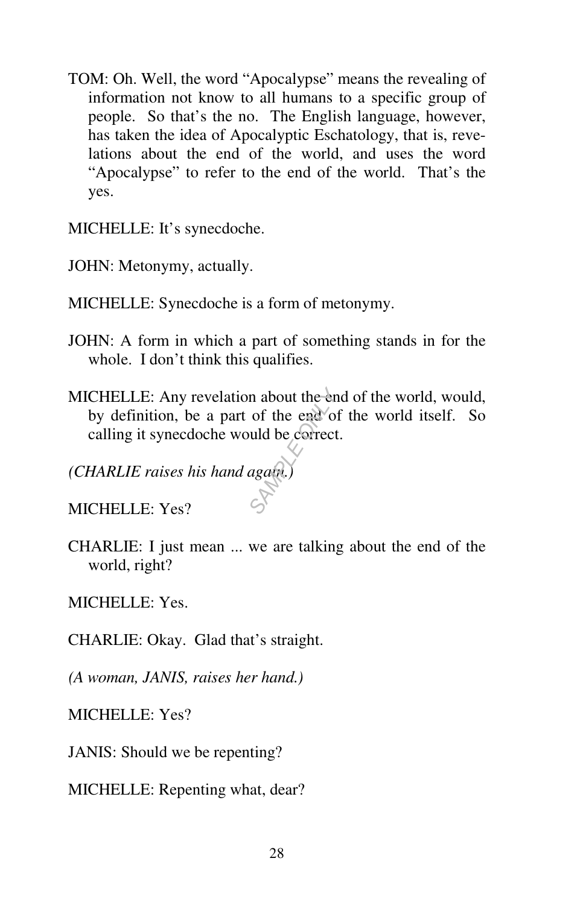TOM: Oh. Well, the word “Apocalypse” means the revealing of information not know to all humans to a specific group of people. So that’s the no. The English language, however, has taken the idea of Apocalyptic Eschatology, that is, revelations about the end of the world, and uses the word “Apocalypse” to refer to the end of the world. That’s the yes.

MICHELLE: It’s synecdoche.

JOHN: Metonymy, actually.

MICHELLE: Synecdoche is a form of metonymy.

JOHN: A form in which a part of something stands in for the whole. I don’t think this qualifies.

MICHELLE: Any revelation about the end of the world, would, by definition, be a part of the end of the world itself. So calling it synecdoche would be correct.

*(CHARLIE raises his hand again.)*

MICHELLE: Yes?

CHARLIE: I just mean ... we are talking about the end of the world, right?

MICHELLE: Yes.

CHARLIE: Okay. Glad that’s straight.

*(A woman, JANIS, raises her hand.)*

MICHELLE: Yes?

JANIS: Should we be repenting?

MICHELLE: Repenting what, dear?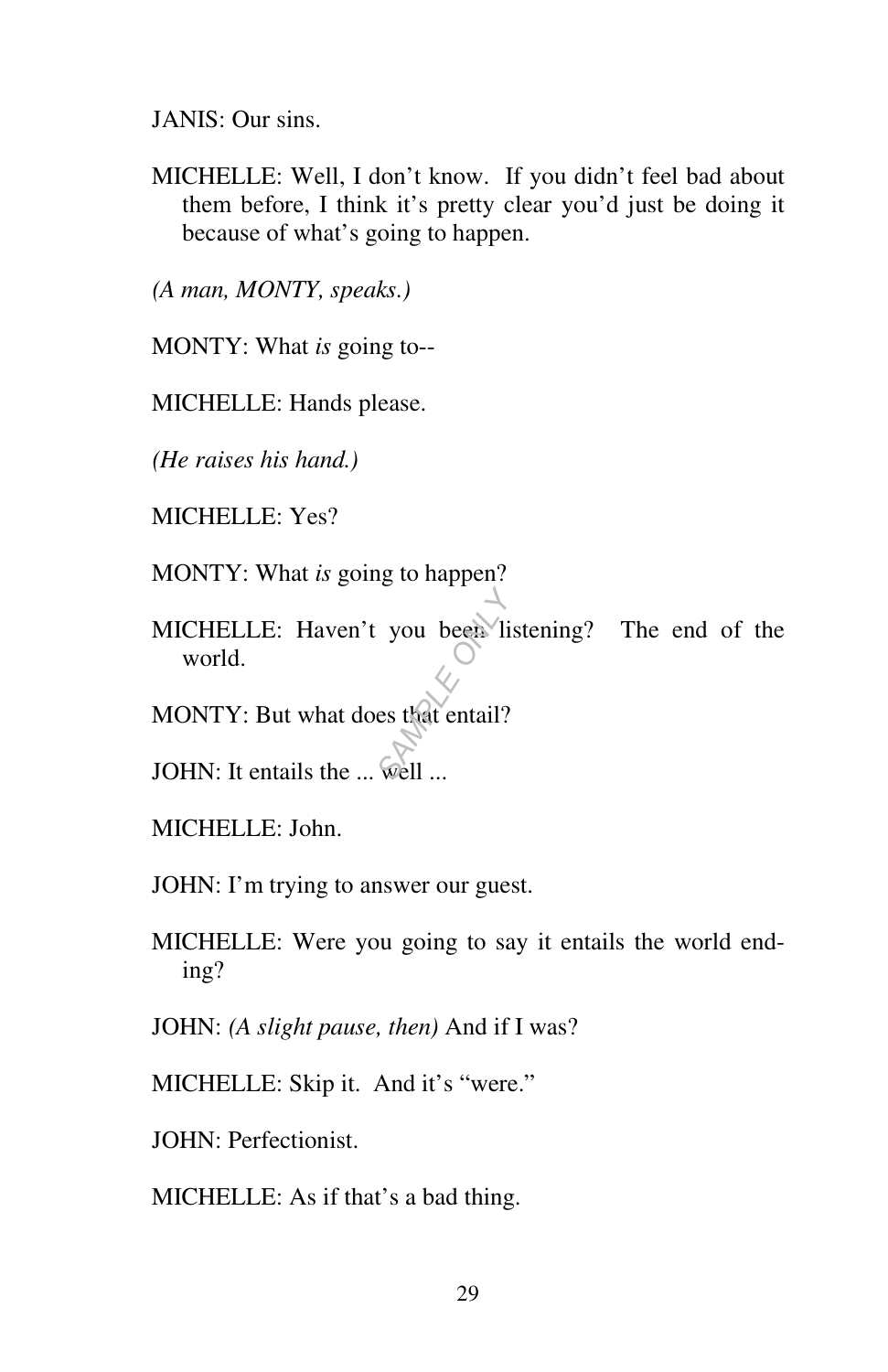JANIS: Our sins.

MICHELLE: Well, I don't know. If you didn't feel bad about them before, I think it's pretty clear you'd just be doing it because of what's going to happen.

*(A man, MONTY, speaks.)*

MONTY: What *is* going to--

MICHELLE: Hands please.

*(He raises his hand.)*

MICHELLE: Yes?

MONTY: What *is* going to happen?

MICHELLE: Haven't you been listening? The end of the world.

MONTY: But what does that entail?

JOHN: It entails the ... well ...

MICHELLE: John.

JOHN: I'm trying to answer our guest.

MICHELLE: Were you going to say it entails the world ending?

JOHN: *(A slight pause, then)* And if I was?

MICHELLE: Skip it. And it's "were."

JOHN: Perfectionist.

MICHELLE: As if that's a bad thing.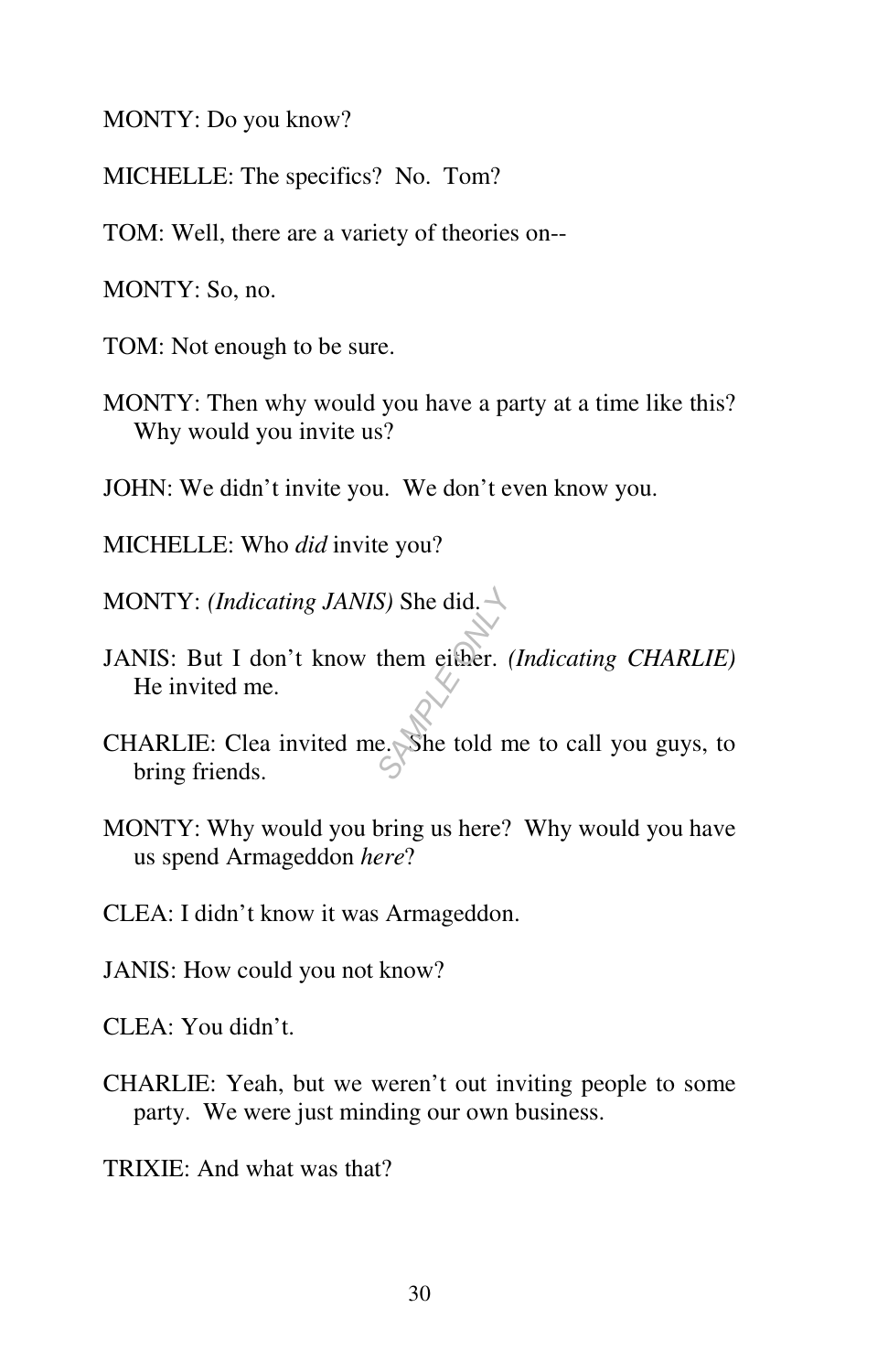MONTY: Do you know?

MICHELLE: The specifics? No. Tom?

TOM: Well, there are a variety of theories on--

MONTY: So, no.

TOM: Not enough to be sure.

MONTY: Then why would you have a party at a time like this? Why would you invite us?

JOHN: We didn't invite you. We don't even know you.

MICHELLE: Who *did* invite you?

MONTY: *(Indicating JANIS)* She did.

JANIS: But I don't know them either. *(Indicating CHARLIE)* He invited me.

CHARLIE: Clea invited me. She told me to call you guys, to bring friends.

MONTY: Why would you bring us here? Why would you have us spend Armageddon *here*?

CLEA: I didn't know it was Armageddon.

JANIS: How could you not know?

CLEA: You didn't.

CHARLIE: Yeah, but we weren't out inviting people to some party. We were just minding our own business.

TRIXIE: And what was that?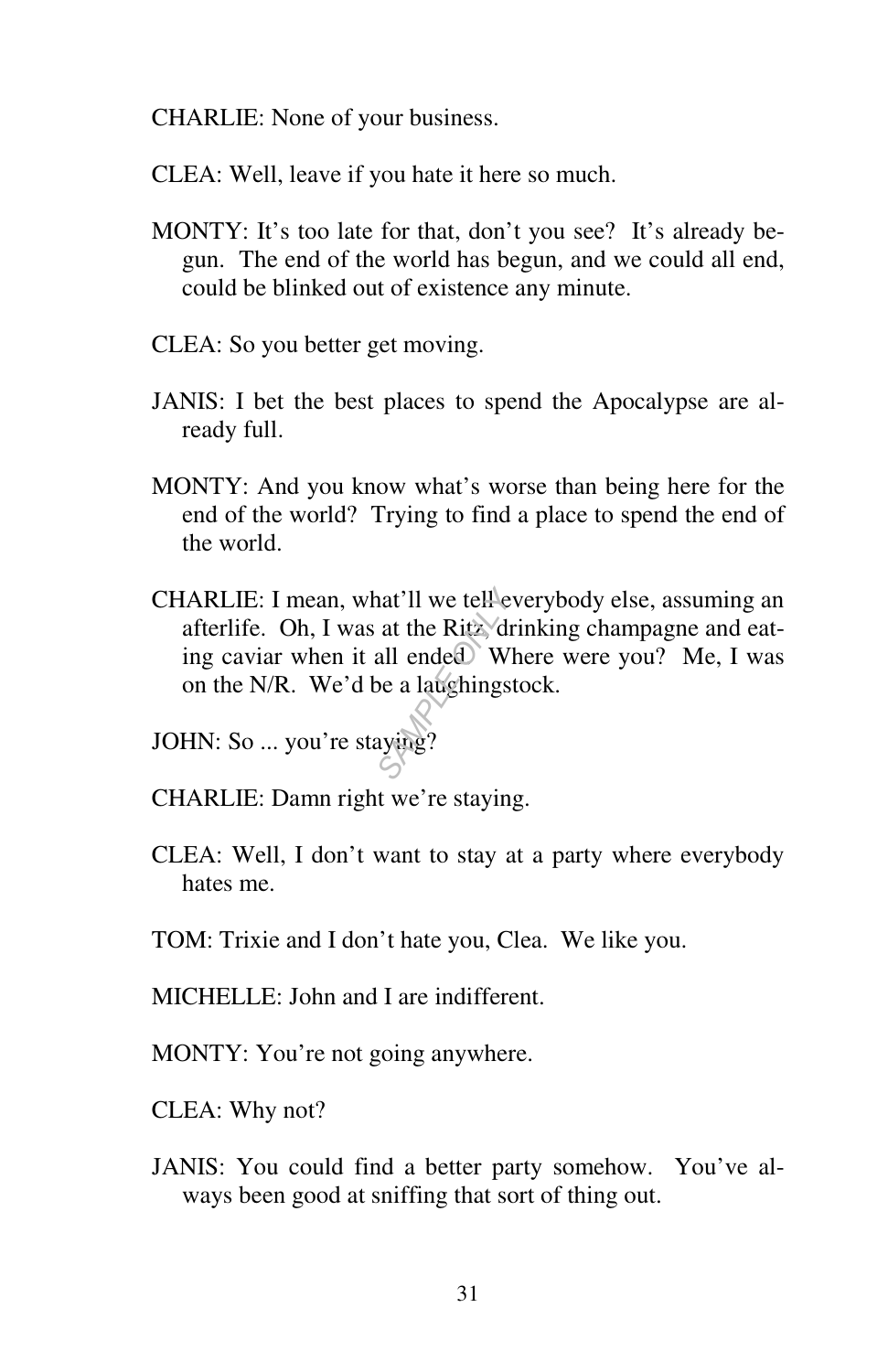CHARLIE: None of your business.

CLEA: Well, leave if you hate it here so much.

MONTY: It's too late for that, don't you see? It's already begun. The end of the world has begun, and we could all end, could be blinked out of existence any minute.

CLEA: So you better get moving.

JANIS: I bet the best places to spend the Apocalypse are already full.

MONTY: And you know what's worse than being here for the end of the world? Trying to find a place to spend the end of the world.

CHARLIE: I mean, what'll we tell everybody else, assuming an afterlife. Oh, I was at the Ritz drinking champagne and eating caviar when it all ended. Where were you? Me, I was on the N/R. We'd be a laughingstock.

JOHN: So ... you're staying?

CHARLIE: Damn right we're staying.

CLEA: Well, I don't want to stay at a party where everybody hates me.

TOM: Trixie and I don't hate you, Clea. We like you.

MICHELLE: John and I are indifferent.

MONTY: You're not going anywhere.

CLEA: Why not?

JANIS: You could find a better party somehow. You've always been good at sniffing that sort of thing out.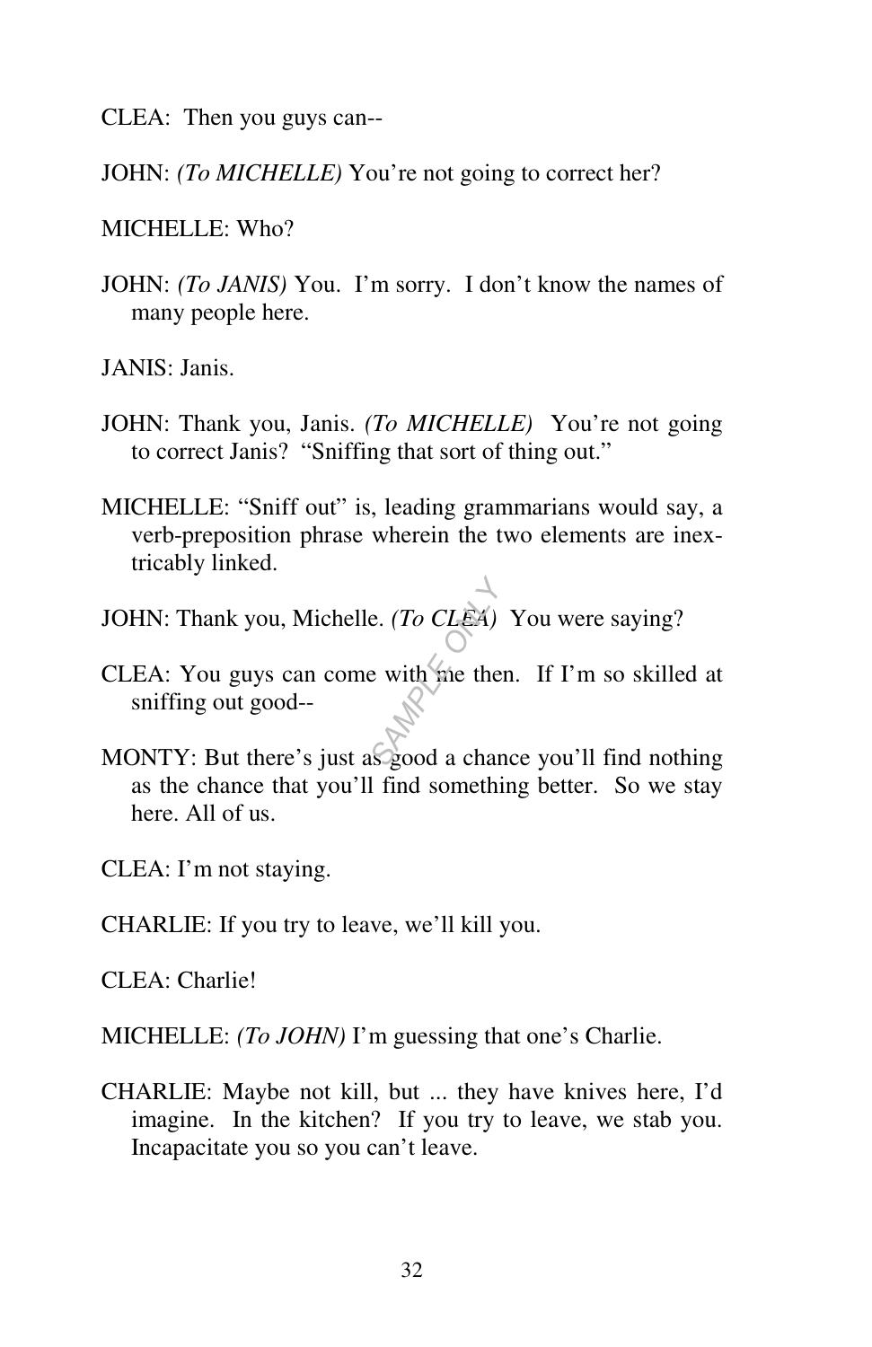CLEA: Then you guys can--

JOHN: *(To MICHELLE)* You're not going to correct her?

MICHELLE: Who?

JOHN: *(To JANIS)* You. I'm sorry. I don't know the names of many people here.

JANIS: Janis.

JOHN: Thank you, Janis. *(To MICHELLE)* You're not going to correct Janis? "Sniffing that sort of thing out."

MICHELLE: "Sniff out" is, leading grammarians would say, a verb-preposition phrase wherein the two elements are inextricably linked.

JOHN: Thank you, Michelle. *(To CLEA)* You were saying?

CLEA: You guys can come with me then. If I'm so skilled at sniffing out good--

MONTY: But there's just as good a chance you'll find nothing as the chance that you'll find something better. So we stay here. All of us.

CLEA: I'm not staying.

CHARLIE: If you try to leave, we'll kill you.

CLEA: Charlie!

MICHELLE: *(To JOHN)* I'm guessing that one's Charlie.

CHARLIE: Maybe not kill, but ... they have knives here, I'd imagine. In the kitchen? If you try to leave, we stab you. Incapacitate you so you can't leave.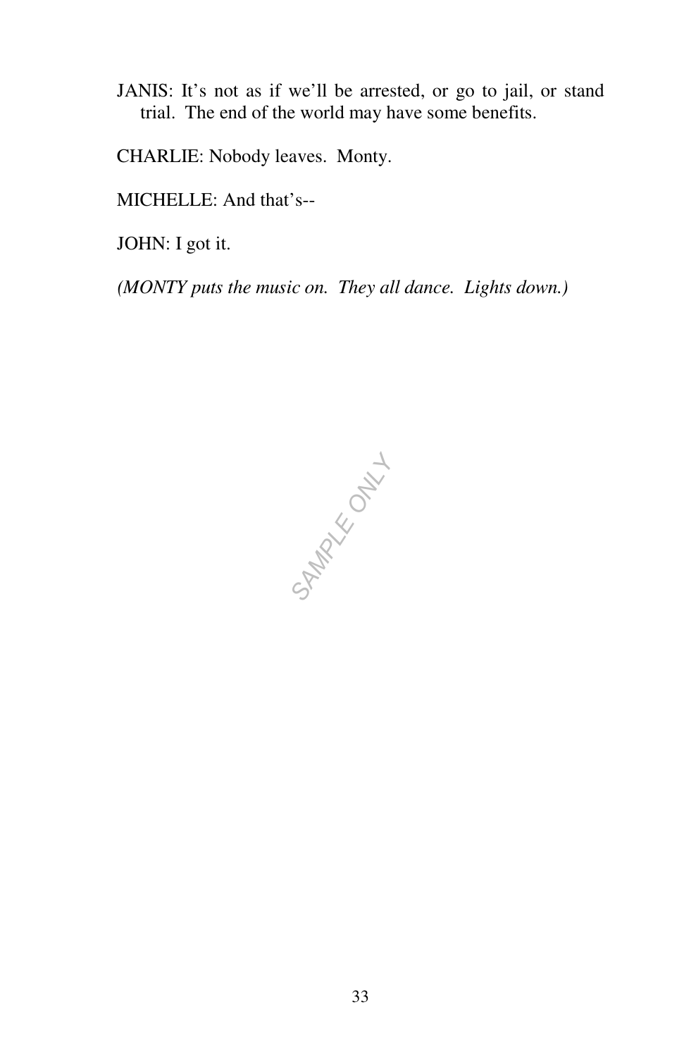JANIS: It's not as if we'll be arrested, or go to jail, or stand trial. The end of the world may have some benefits.

CHARLIE: Nobody leaves. Monty.

MICHELLE: And that's--

JOHN: I got it.

*(MONTY puts the music on. They all dance. Lights down.)*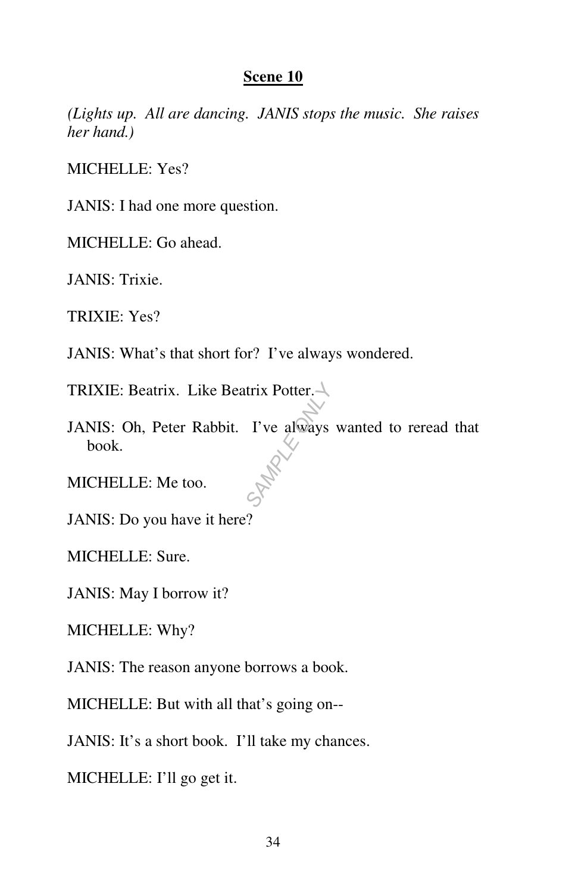**Scene 10**

*(Lights up. All are dancing. JANIS stops the music. She raises her hand.)*

MICHELLE: Yes?

JANIS: I had one more question.

MICHELLE: Go ahead.

JANIS: Trixie.

TRIXIE: Yes?

JANIS: What's that short for? I've always wondered.

TRIXIE: Beatrix. Like Beatrix Potter.

JANIS: Oh, Peter Rabbit. I've always wanted to reread that book.

MICHELLE: Me too.

JANIS: Do you have it here?

MICHELLE: Sure.

JANIS: May I borrow it?

MICHELLE: Why?

JANIS: The reason anyone borrows a book.

MICHELLE: But with all that's going on--

JANIS: It's a short book. I'll take my chances.

MICHELLE: I'll go get it.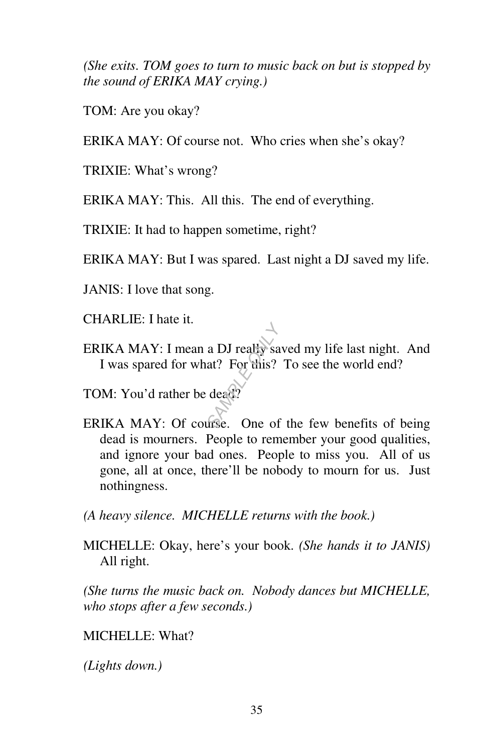*(She exits. TOM goes to turn to music back on but is stopped by the sound of ERIKA MAY crying.)*

TOM: Are you okay?

ERIKA MAY: Of course not. Who cries when she's okay?

TRIXIE: What's wrong?

ERIKA MAY: This. All this. The end of everything.

TRIXIE: It had to happen sometime, right?

ERIKA MAY: But I was spared. Last night a DJ saved my life.

JANIS: I love that song.

CHARLIE: I hate it.

ERIKA MAY: I mean a DJ really saved my life last night. And I was spared for what? For this? To see the world end?

TOM: You'd rather be dead?

ERIKA MAY: Of course. One of the few benefits of being dead is mourners. People to remember your good qualities, and ignore your bad ones. People to miss you. All of us gone, all at once, there'll be nobody to mourn for us. Just nothingness.

*(A heavy silence. MICHELLE returns with the book.)*

MICHELLE: Okay, here's your book. *(She hands it to JANIS)* All right.

*(She turns the music back on. Nobody dances but MICHELLE, who stops after a few seconds.)*

MICHELLE: What?

*(Lights down.)*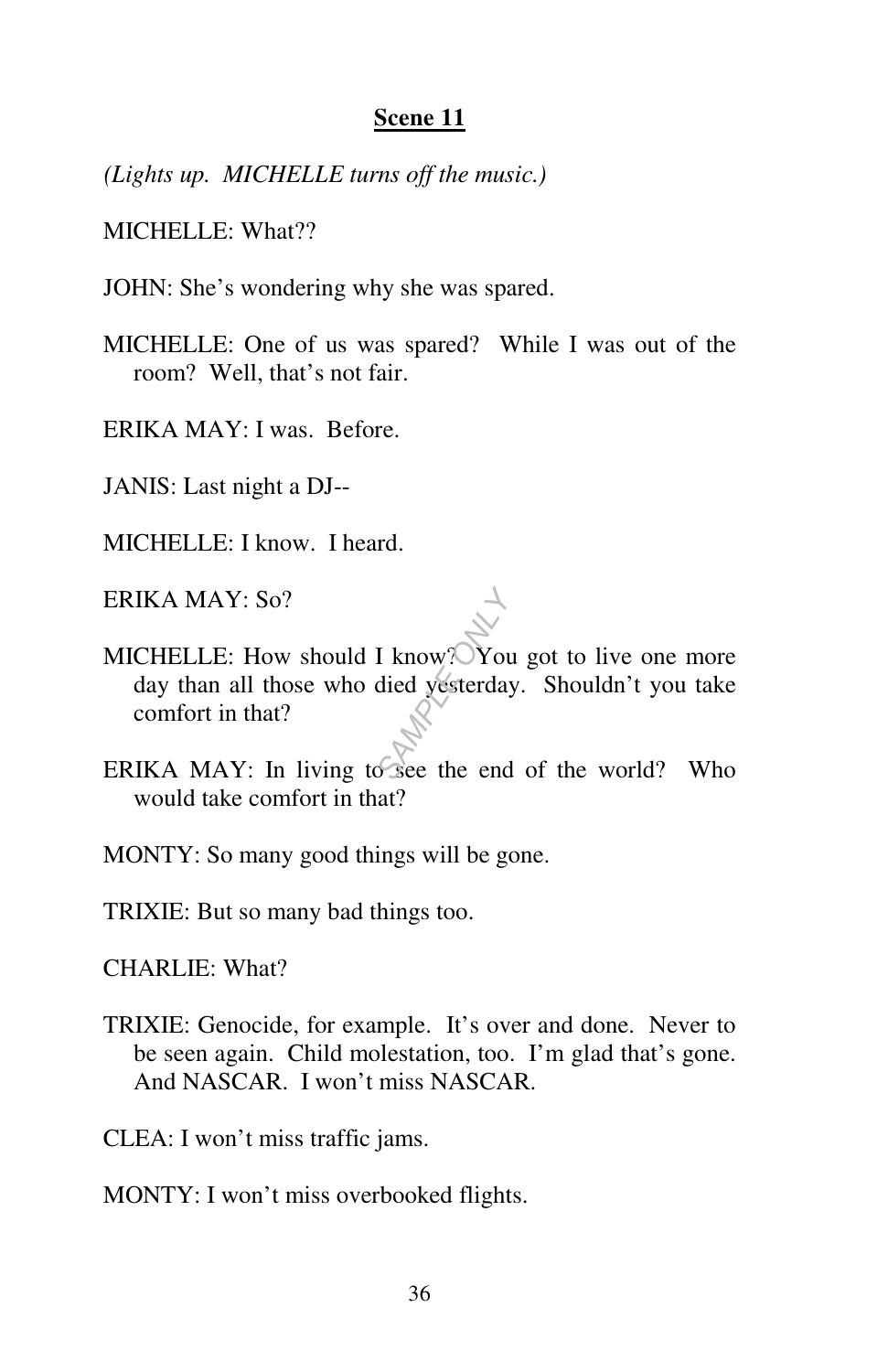**Scene 11**

*(Lights up. MICHELLE turns off the music.)*

MICHELLE: What??

JOHN: She's wondering why she was spared.

MICHELLE: One of us was spared? While I was out of the room? Well, that's not fair.

ERIKA MAY: I was. Before.

JANIS: Last night a DJ--

MICHELLE: I know. I heard.

ERIKA MAY: So?

MICHELLE: How should I know? You got to live one more day than all those who died yesterday. Shouldn't you take comfort in that?

ERIKA MAY: In living to see the end of the world? Who would take comfort in that?

MONTY: So many good things will be gone.

TRIXIE: But so many bad things too.

CHARLIE: What?

TRIXIE: Genocide, for example. It's over and done. Never to be seen again. Child molestation, too. I'm glad that's gone. And NASCAR. I won't miss NASCAR.

CLEA: I won't miss traffic jams.

MONTY: I won't miss overbooked flights.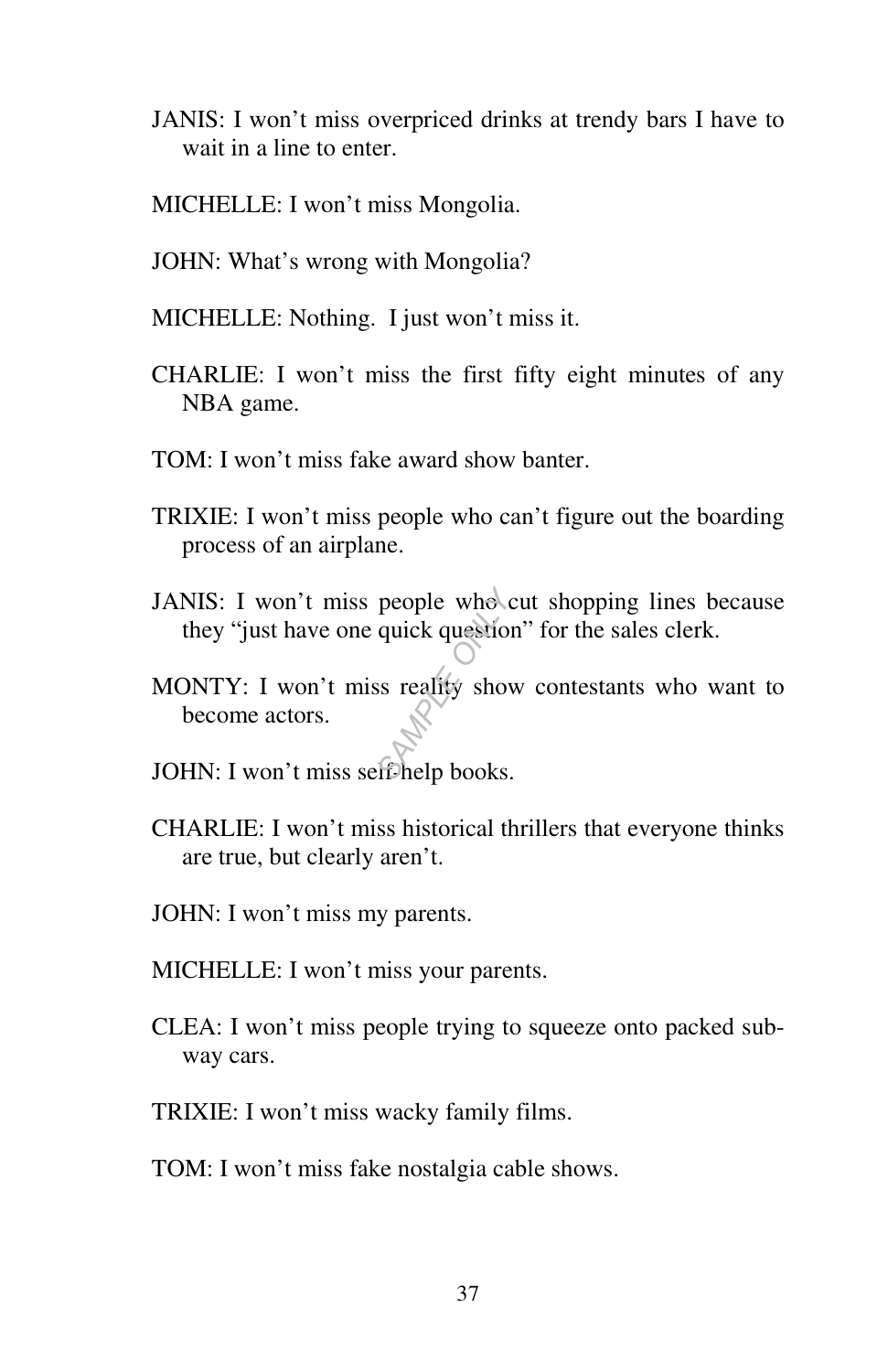JANIS: I won't miss overpriced drinks at trendy bars I have to wait in a line to enter.

MICHELLE: I won't miss Mongolia.

JOHN: What's wrong with Mongolia?

MICHELLE: Nothing. I just won't miss it.

CHARLIE: I won't miss the first fifty eight minutes of any NBA game.

TOM: I won't miss fake award show banter.

TRIXIE: I won't miss people who can't figure out the boarding process of an airplane.

JANIS: I won't miss people who cut shopping lines because they "just have one quick question" for the sales clerk.

MONTY: I won't miss reality show contestants who want to become actors.

JOHN: I won't miss self-help books.

CHARLIE: I won't miss historical thrillers that everyone thinks are true, but clearly aren't.

JOHN: I won't miss my parents.

MICHELLE: I won't miss your parents.

CLEA: I won't miss people trying to squeeze onto packed subway cars.

TRIXIE: I won't miss wacky family films.

TOM: I won't miss fake nostalgia cable shows.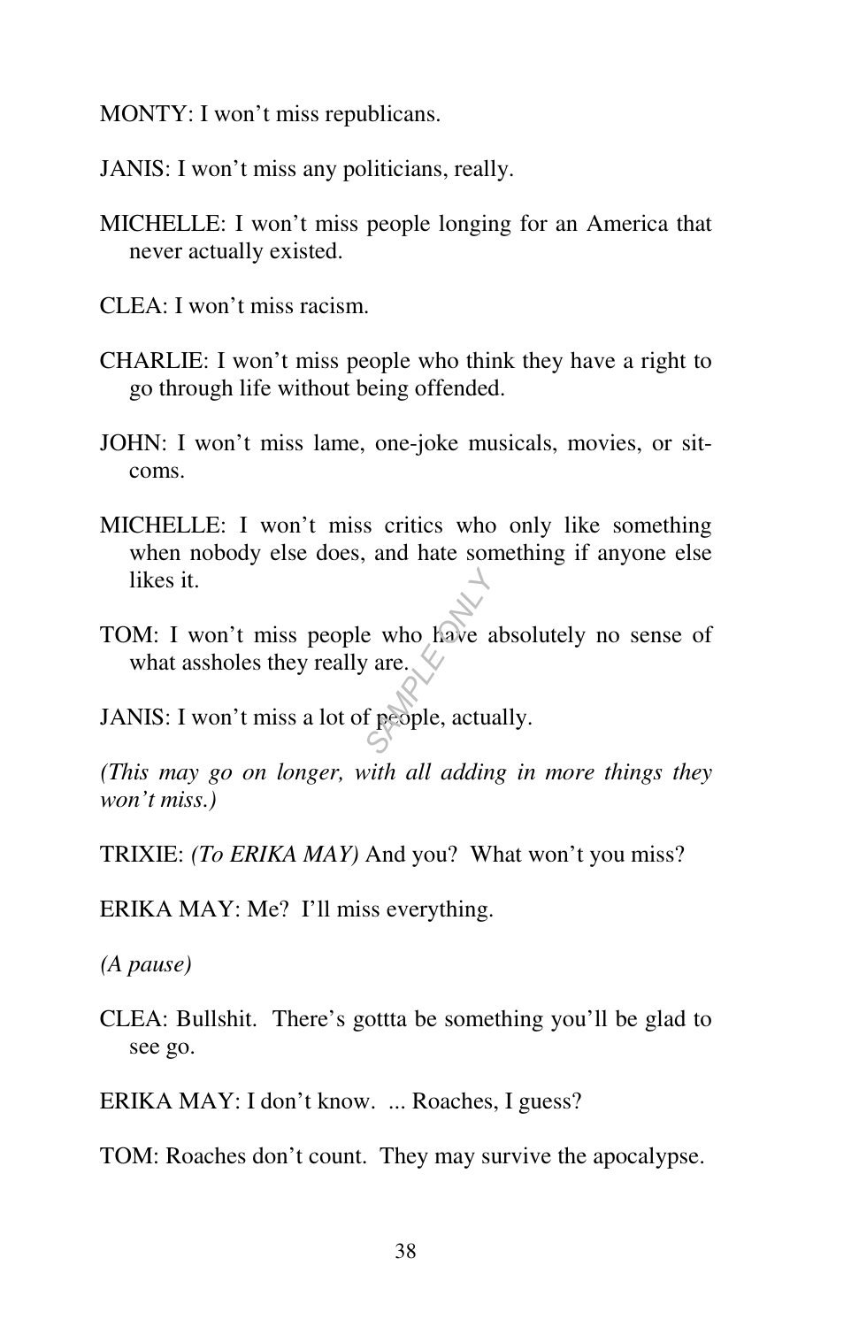MONTY: I won't miss republicans.

JANIS: I won't miss any politicians, really.

MICHELLE: I won't miss people longing for an America that never actually existed.

CLEA: I won't miss racism.

CHARLIE: I won't miss people who think they have a right to go through life without being offended.

JOHN: I won't miss lame, one-joke musicals, movies, or sit-coms.

MICHELLE: I won't miss critics who only like something when nobody else does, and hate something if anyone else likes it.

TOM: I won't miss people who have absolutely no sense of what assholes they really are.

JANIS: I won't miss a lot of people, actually.

*(This may go on longer, with all adding in more things they won't miss.)*

TRIXIE: *(To ERIKA MAY)* And you? What won't you miss?

ERIKA MAY: Me? I'll miss everything.

*(A pause)*

CLEA: Bullshit. There's gottta be something you'll be glad to see go.

ERIKA MAY: I don't know. ... Roaches, I guess?

TOM: Roaches don't count. They may survive the apocalypse.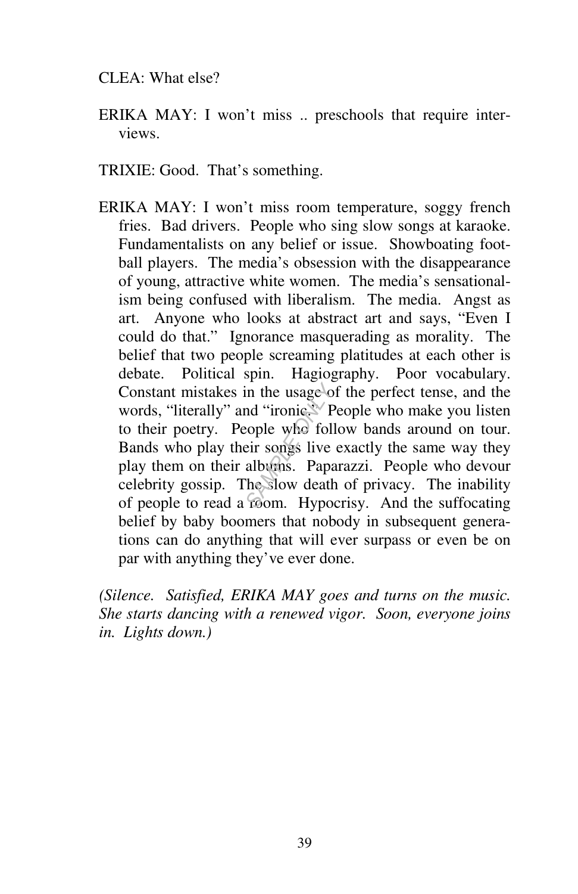CLEA: What else?

ERIKA MAY: I won't miss .. preschools that require interviews.

TRIXIE: Good. That's something.

ERIKA MAY: I won't miss room temperature, soggy french fries. Bad drivers. People who sing slow songs at karaoke. Fundamentalists on any belief or issue. Showboating football players. The media's obsession with the disappearance of young, attractive white women. The media's sensationalism being confused with liberalism. The media. Angst as art. Anyone who looks at abstract art and says, "Even I could do that." Ignorance masquerading as morality. The belief that two people screaming platitudes at each other is debate. Political spin. Hagiography. Poor vocabulary. Constant mistakes in the usage of the perfect tense, and the words, "literally" and "ironic." People who make you listen to their poetry. People who follow bands around on tour. Bands who play their songs live exactly the same way they play them on their albums. Paparazzi. People who devour celebrity gossip. The slow death of privacy. The inability of people to read a room. Hypocrisy. And the suffocating belief by baby boomers that nobody in subsequent generations can do anything that will ever surpass or even be on par with anything they've ever done.

*(Silence. Satisfied, ERIKA MAY goes and turns on the music. She starts dancing with a renewed vigor. Soon, everyone joins in. Lights down.)*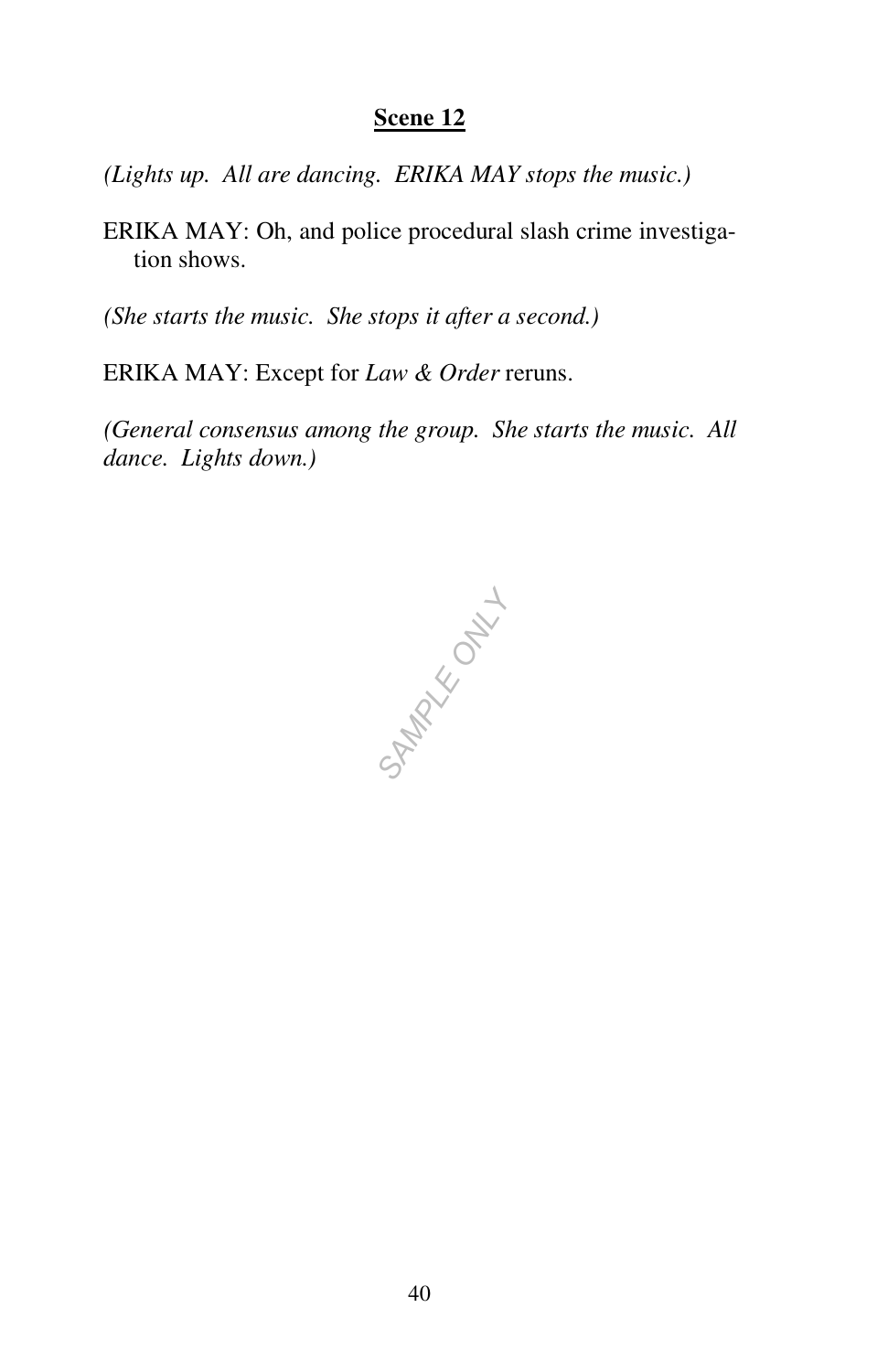## Scene 12

*(Lights up. All are dancing. ERIKA MAY stops the music.)*

ERIKA MAY: Oh, and police procedural slash crime investigation shows.

*(She starts the music. She stops it after a second.)*

ERIKA MAY: Except for *Law & Order* reruns.

*(General consensus among the group. She starts the music. All dance. Lights down.)*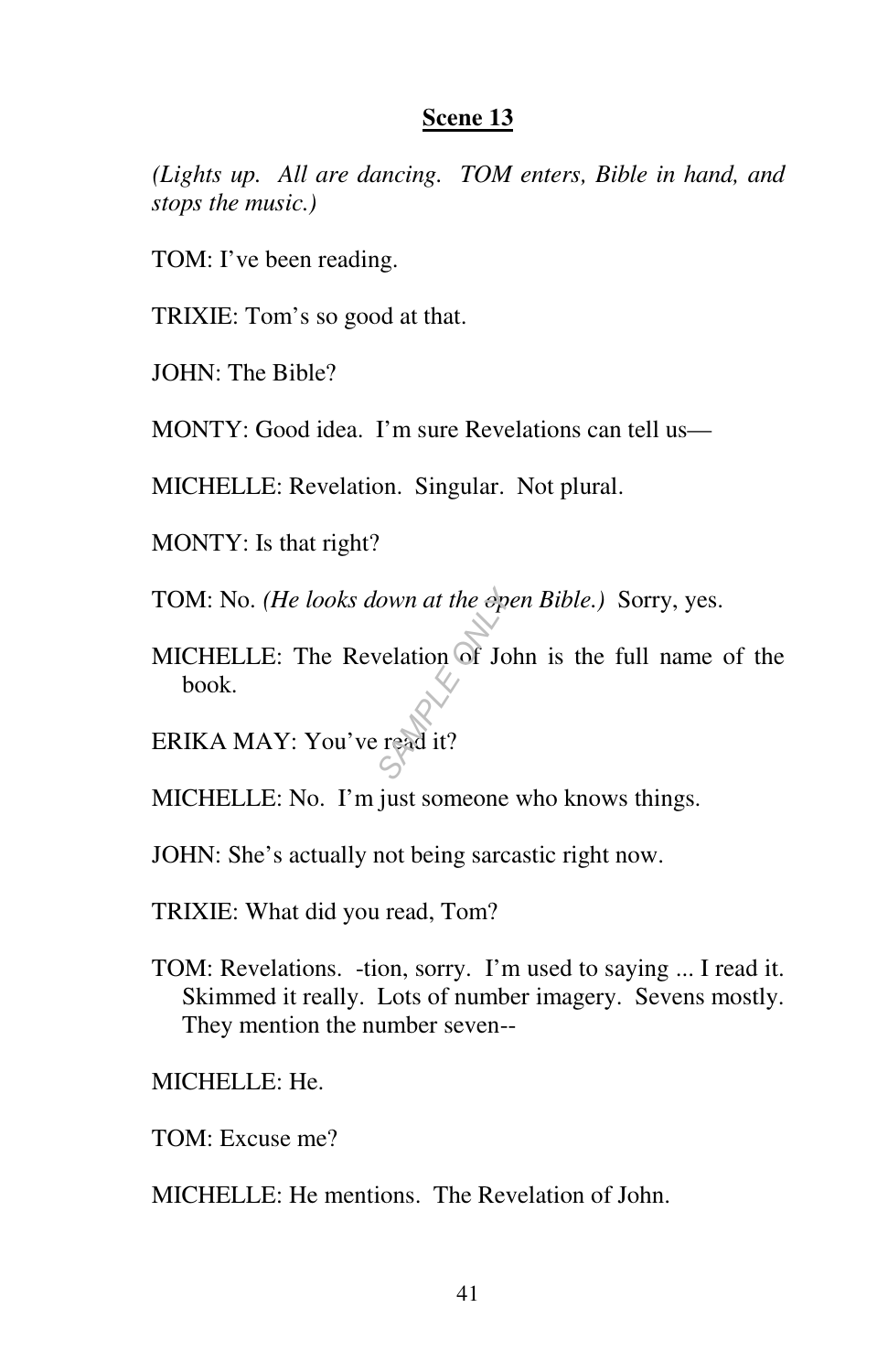## Scene 13

*(Lights up. All are dancing. TOM enters, Bible in hand, and stops the music.)*

TOM: I've been reading.

TRIXIE: Tom's so good at that.

JOHN: The Bible?

MONTY: Good idea. I'm sure Revelations can tell us—

MICHELLE: Revelation. Singular. Not plural.

MONTY: Is that right?

TOM: No. *(He looks down at the open Bible.)* Sorry, yes.

MICHELLE: The Revelation of John is the full name of the book.

ERIKA MAY: You've read it?

MICHELLE: No. I'm just someone who knows things.

JOHN: She's actually not being sarcastic right now.

TRIXIE: What did you read, Tom?

TOM: Revelations. -tion, sorry. I'm used to saying ... I read it. Skimmed it really. Lots of number imagery. Sevens mostly. They mention the number seven--

MICHELLE: He.

TOM: Excuse me?

MICHELLE: He mentions. The Revelation of John.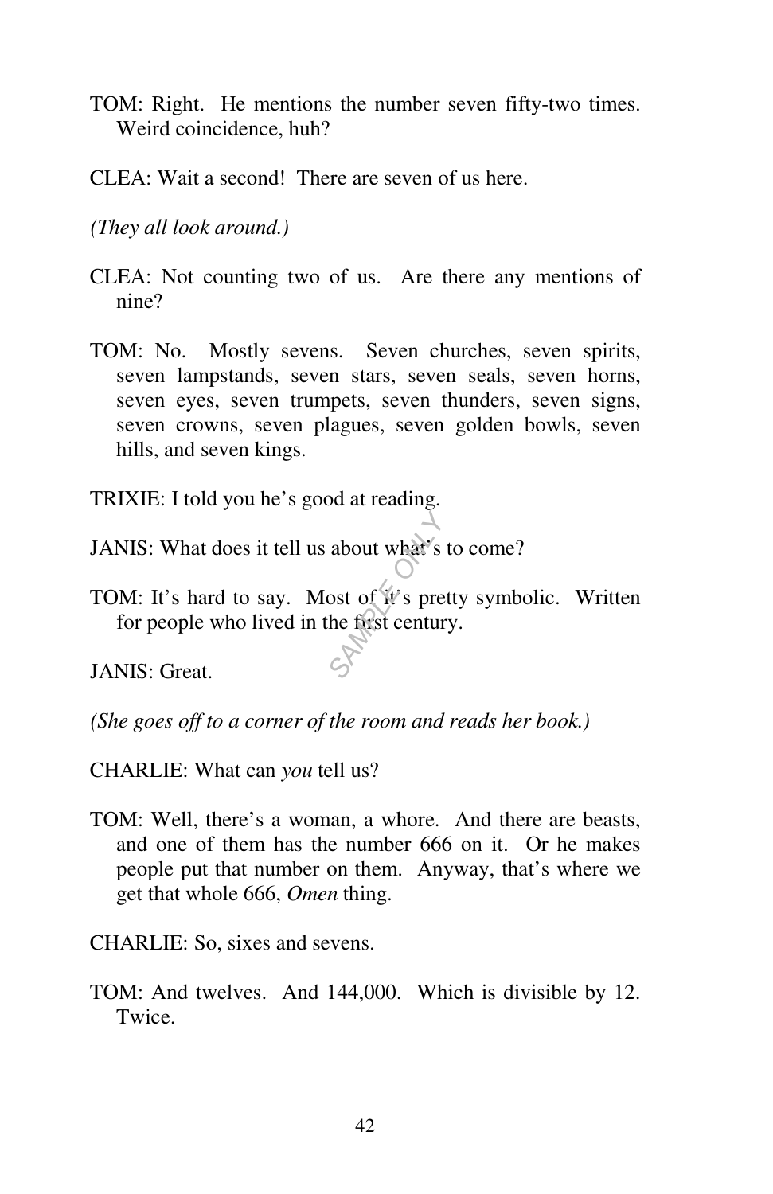TOM: Right. He mentions the number seven fifty-two times. Weird coincidence, huh?

CLEA: Wait a second! There are seven of us here.

*(They all look around.)*

CLEA: Not counting two of us. Are there any mentions of nine?

TOM: No. Mostly sevens. Seven churches, seven spirits, seven lampstands, seven stars, seven seals, seven horns, seven eyes, seven trumpets, seven thunders, seven signs, seven crowns, seven plagues, seven golden bowls, seven hills, and seven kings.

TRIXIE: I told you he's good at reading.

JANIS: What does it tell us about what's to come?

TOM: It's hard to say. Most of it's pretty symbolic. Written for people who lived in the first century.

JANIS: Great.

*(She goes off to a corner of the room and reads her book.)*

CHARLIE: What can *you* tell us?

TOM: Well, there's a woman, a whore. And there are beasts, and one of them has the number 666 on it. Or he makes people put that number on them. Anyway, that's where we get that whole 666, *Omen* thing.

CHARLIE: So, sixes and sevens.

TOM: And twelves. And 144,000. Which is divisible by 12. Twice.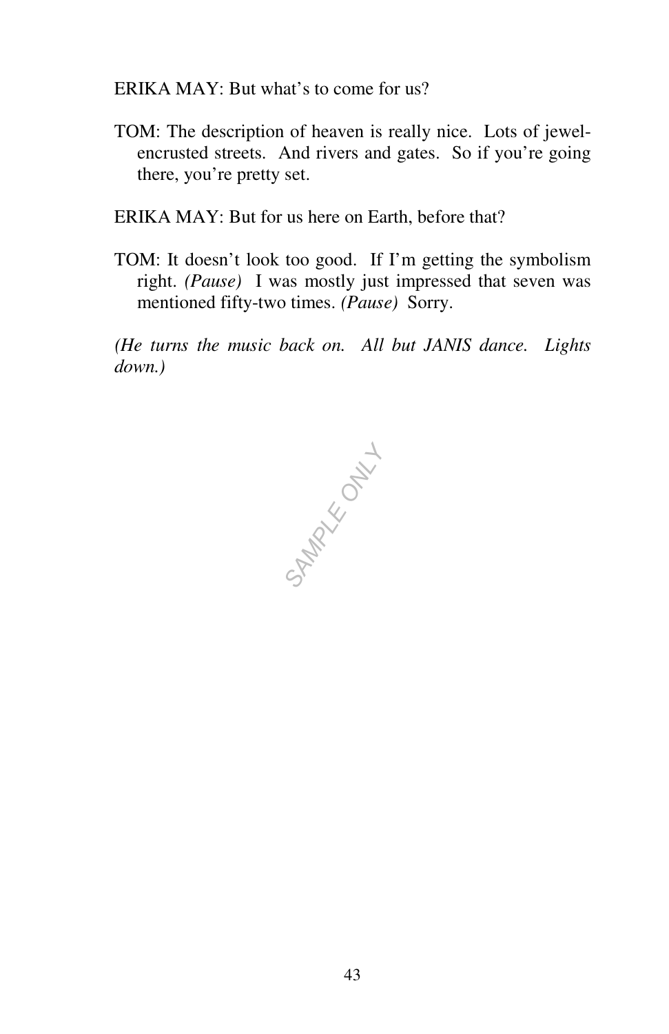ERIKA MAY: But what's to come for us?

TOM: The description of heaven is really nice. Lots of jewel-encrusted streets. And rivers and gates. So if you're going there, you're pretty set.

ERIKA MAY: But for us here on Earth, before that?

TOM: It doesn't look too good. If I'm getting the symbolism right. *(Pause)* I was mostly just impressed that seven was mentioned fifty-two times. *(Pause)* Sorry.

*(He turns the music back on. All but JANIS dance. Lights down.)*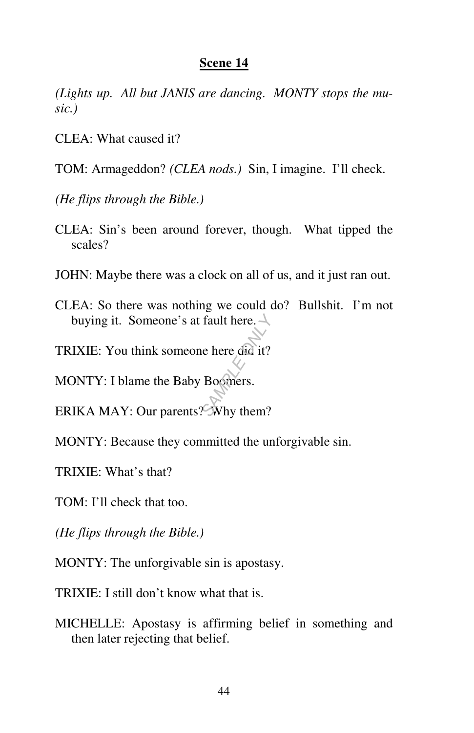## Scene 14

*(Lights up. All but JANIS are dancing. MONTY stops the music.)*

CLEA: What caused it?

TOM: Armageddon? *(CLEA nods.)* Sin, I imagine. I'll check.

*(He flips through the Bible.)*

CLEA: Sin's been around forever, though. What tipped the scales?

JOHN: Maybe there was a clock on all of us, and it just ran out.

CLEA: So there was nothing we could do? Bullshit. I'm not buying it. Someone's at fault here.

TRIXIE: You think someone here did it?

MONTY: I blame the Baby Boomers.

ERIKA MAY: Our parents? Why them?

MONTY: Because they committed the unforgivable sin.

TRIXIE: What's that?

TOM: I'll check that too.

*(He flips through the Bible.)*

MONTY: The unforgivable sin is apostasy.

TRIXIE: I still don't know what that is.

MICHELLE: Apostasy is affirming belief in something and then later rejecting that belief.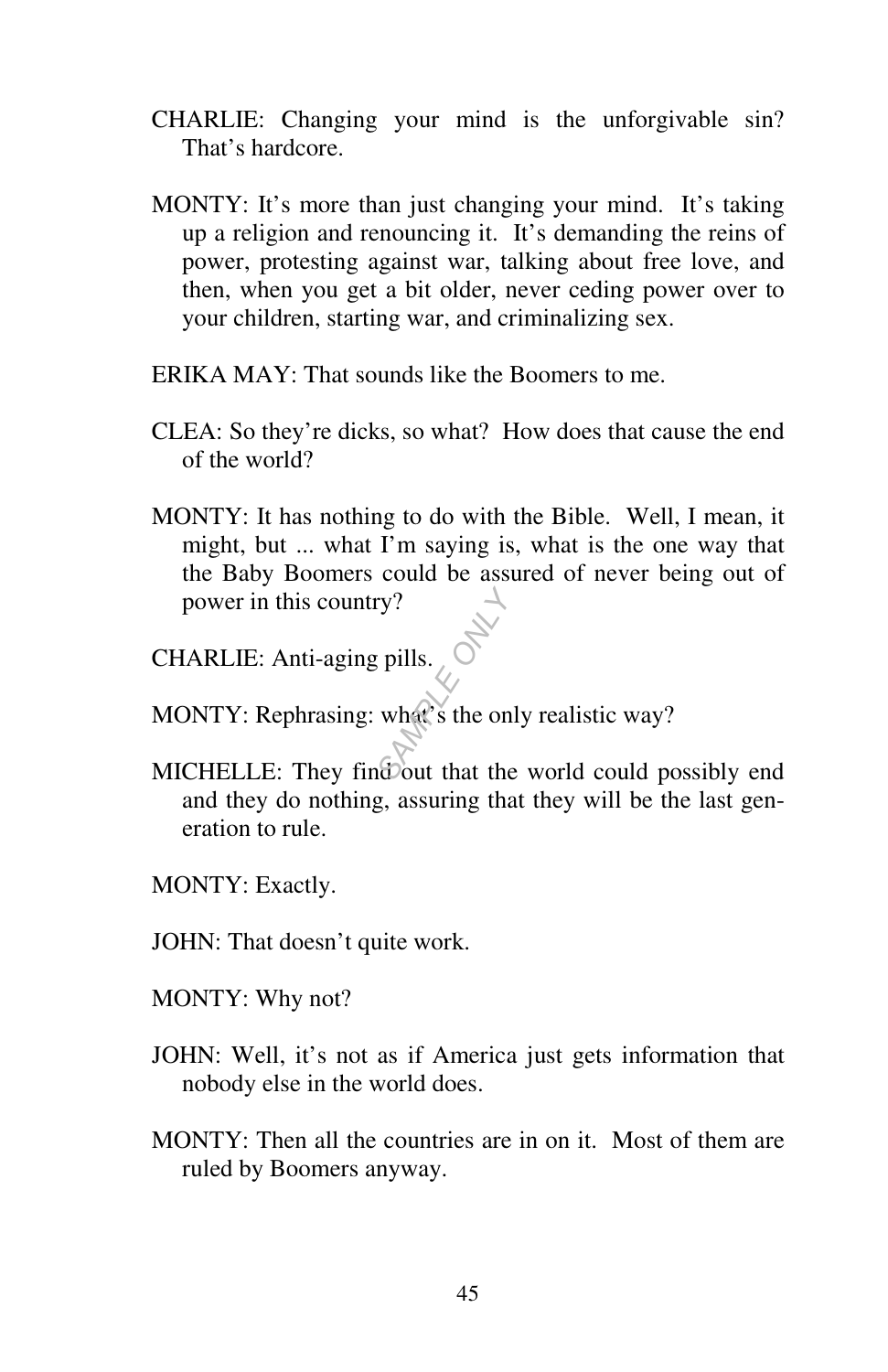CHARLIE: Changing your mind is the unforgivable sin? That's hardcore.

MONTY: It's more than just changing your mind. It's taking up a religion and renouncing it. It's demanding the reins of power, protesting against war, talking about free love, and then, when you get a bit older, never ceding power over to your children, starting war, and criminalizing sex.

ERIKA MAY: That sounds like the Boomers to me.

CLEA: So they're dicks, so what? How does that cause the end of the world?

MONTY: It has nothing to do with the Bible. Well, I mean, it might, but ... what I'm saying is, what is the one way that the Baby Boomers could be assured of never being out of power in this country?

CHARLIE: Anti-aging pills.

MONTY: Rephrasing: what's the only realistic way?

MICHELLE: They find out that the world could possibly end and they do nothing, assuring that they will be the last generation to rule.

MONTY: Exactly.

JOHN: That doesn't quite work.

MONTY: Why not?

JOHN: Well, it's not as if America just gets information that nobody else in the world does.

MONTY: Then all the countries are in on it. Most of them are ruled by Boomers anyway.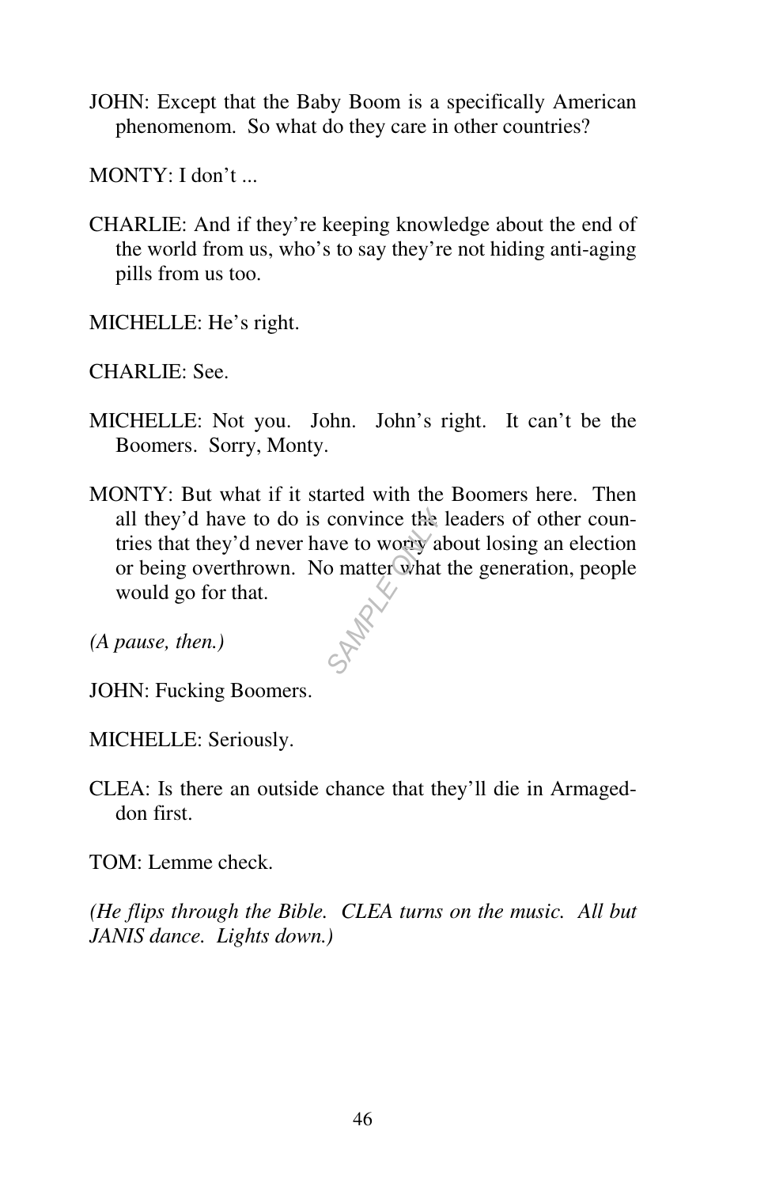JOHN: Except that the Baby Boom is a specifically American phenomenom. So what do they care in other countries?

MONTY: I don't ...

CHARLIE: And if they're keeping knowledge about the end of the world from us, who's to say they're not hiding anti-aging pills from us too.

MICHELLE: He's right.

CHARLIE: See.

MICHELLE: Not you. John. John's right. It can't be the Boomers. Sorry, Monty.

MONTY: But what if it started with the Boomers here. Then all they'd have to do is convince the leaders of other countries that they'd never have to worry about losing an election or being overthrown. No matter what the generation, people would go for that.

*(A pause, then.)*

JOHN: Fucking Boomers.

MICHELLE: Seriously.

CLEA: Is there an outside chance that they'll die in Armageddon first.

TOM: Lemme check.

*(He flips through the Bible. CLEA turns on the music. All but JANIS dance. Lights down.)*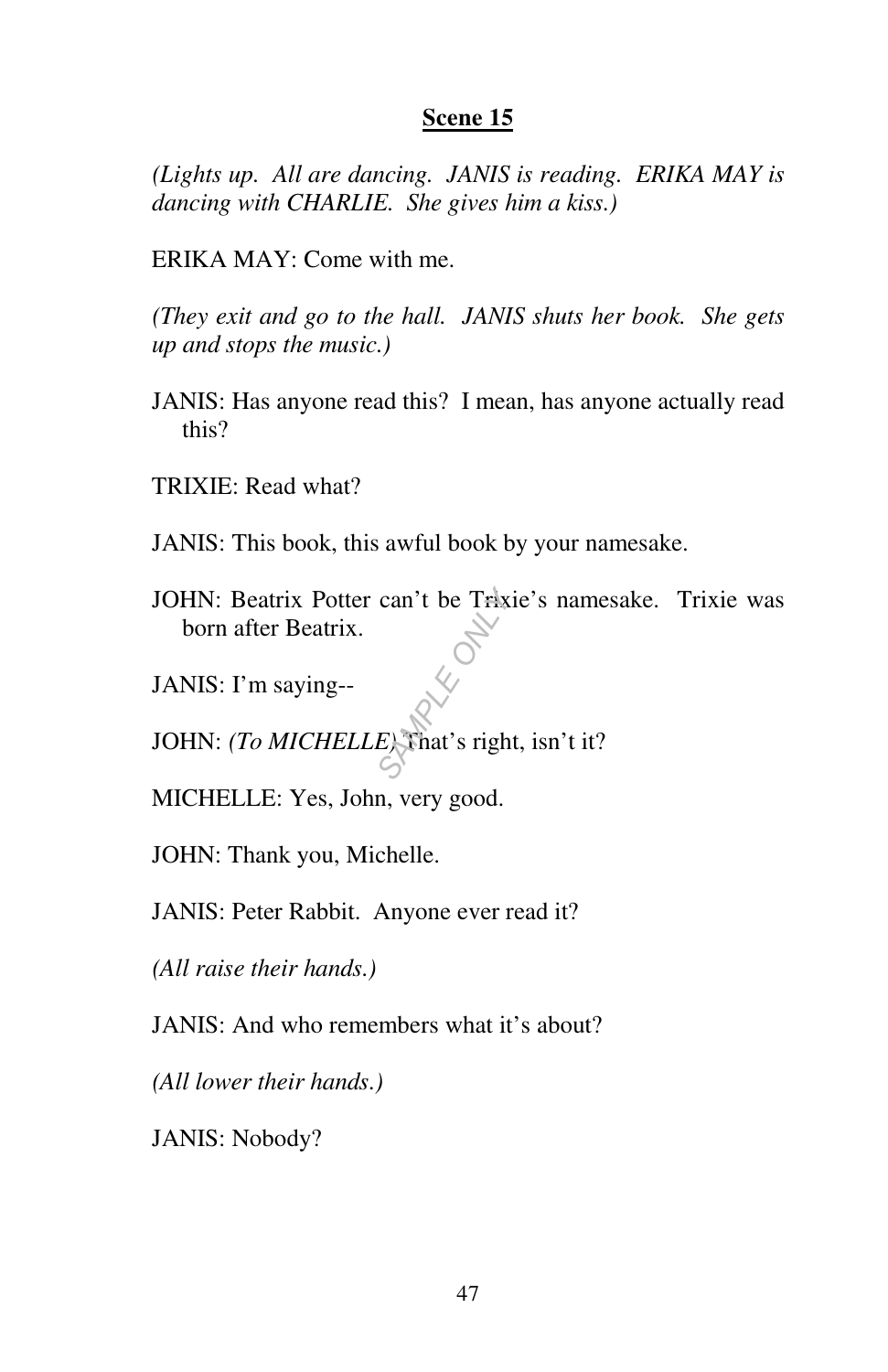## Scene 15

*(Lights up. All are dancing. JANIS is reading. ERIKA MAY is dancing with CHARLIE. She gives him a kiss.)*

ERIKA MAY: Come with me.

*(They exit and go to the hall. JANIS shuts her book. She gets up and stops the music.)*

JANIS: Has anyone read this? I mean, has anyone actually read this?

TRIXIE: Read what?

JANIS: This book, this awful book by your namesake.

JOHN: Beatrix Potter can't be Trixie's namesake. Trixie was born after Beatrix.

JANIS: I'm saying--

JOHN: *(To MICHELLE)* That's right, isn't it?

MICHELLE: Yes, John, very good.

JOHN: Thank you, Michelle.

JANIS: Peter Rabbit. Anyone ever read it?

*(All raise their hands.)*

JANIS: And who remembers what it's about?

*(All lower their hands.)*

JANIS: Nobody?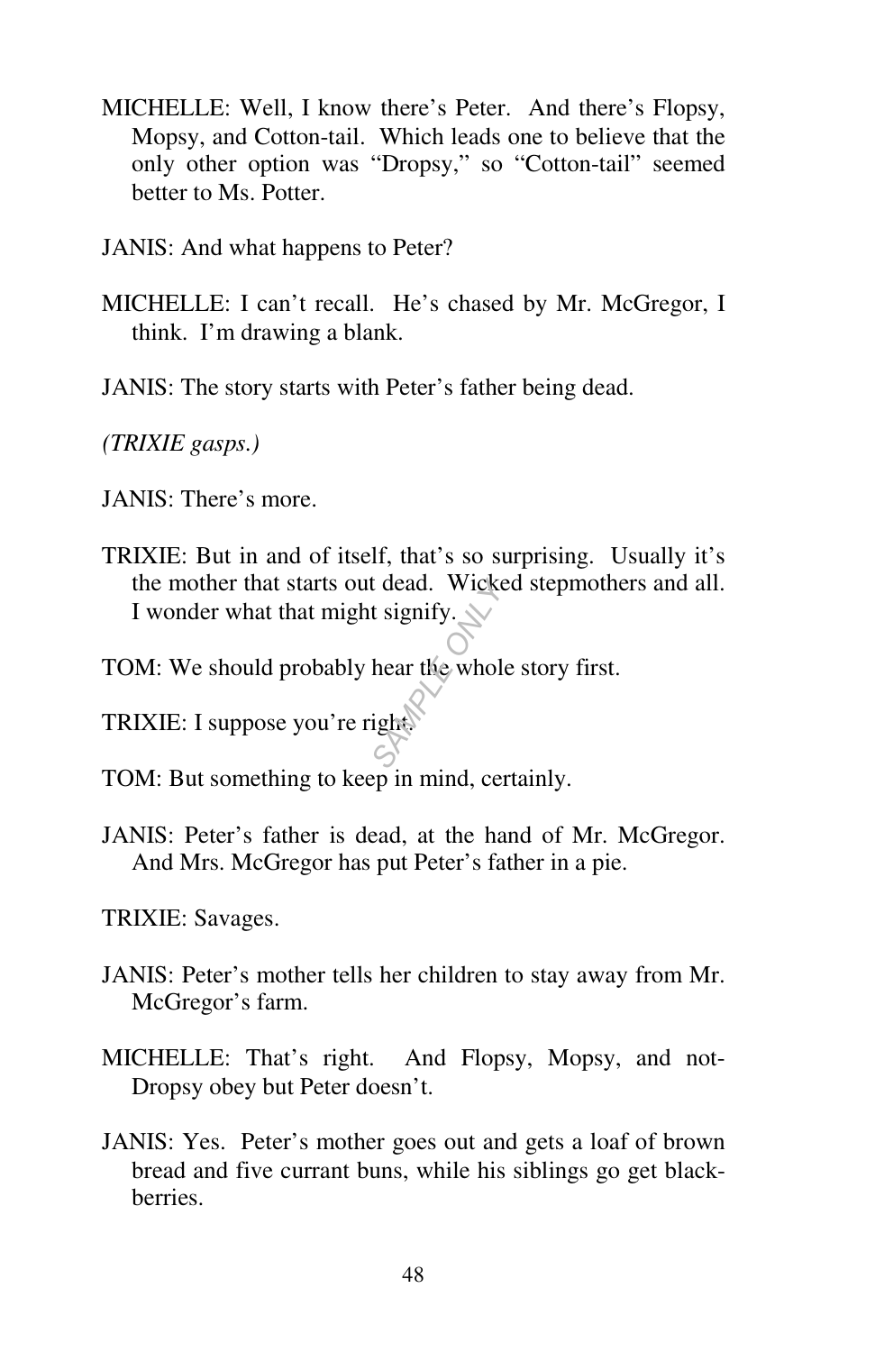MICHELLE: Well, I know there's Peter. And there's Flopsy, Mopsy, and Cotton-tail. Which leads one to believe that the only other option was "Dropsy," so "Cotton-tail" seemed better to Ms. Potter.

JANIS: And what happens to Peter?

MICHELLE: I can't recall. He's chased by Mr. McGregor, I think. I'm drawing a blank.

JANIS: The story starts with Peter's father being dead.

*(TRIXIE gasps.)*

JANIS: There's more.

TRIXIE: But in and of itself, that's so surprising. Usually it's the mother that starts out dead. Wicked stepmothers and all. I wonder what that might signify.

TOM: We should probably hear the whole story first.

TRIXIE: I suppose you're right.

TOM: But something to keep in mind, certainly.

JANIS: Peter's father is dead, at the hand of Mr. McGregor. And Mrs. McGregor has put Peter's father in a pie.

TRIXIE: Savages.

JANIS: Peter's mother tells her children to stay away from Mr. McGregor's farm.

MICHELLE: That's right. And Flopsy, Mopsy, and not-Dropsy obey but Peter doesn't.

JANIS: Yes. Peter's mother goes out and gets a loaf of brown bread and five currant buns, while his siblings go get black-berries.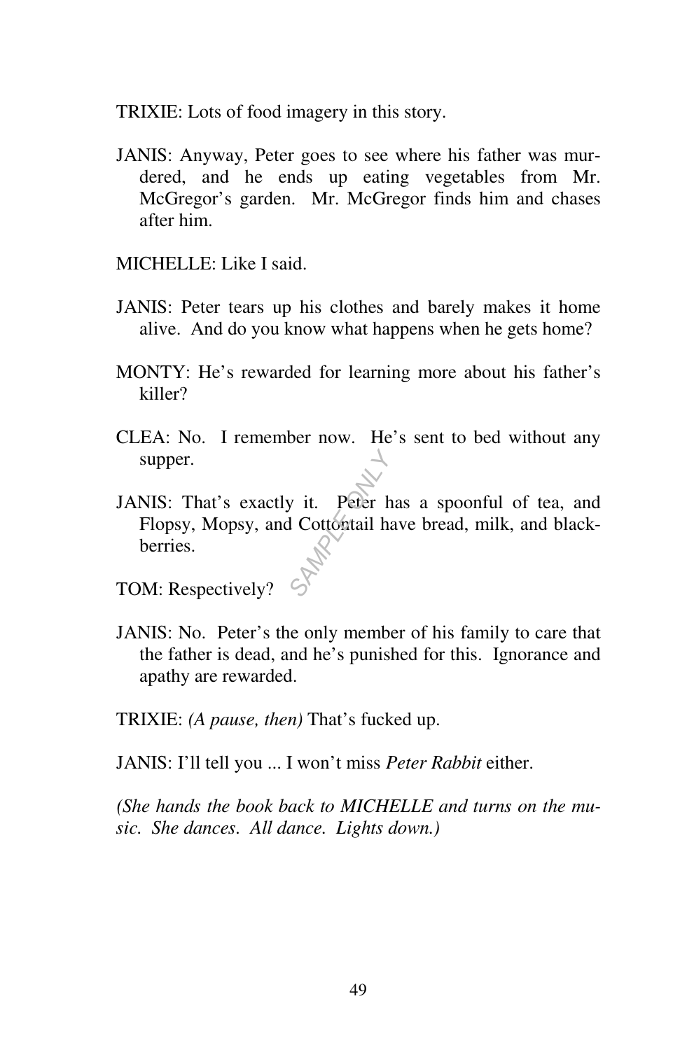TRIXIE: Lots of food imagery in this story.

JANIS: Anyway, Peter goes to see where his father was murdered, and he ends up eating vegetables from Mr. McGregor's garden. Mr. McGregor finds him and chases after him.

MICHELLE: Like I said.

JANIS: Peter tears up his clothes and barely makes it home alive. And do you know what happens when he gets home?

MONTY: He's rewarded for learning more about his father's killer?

CLEA: No. I remember now. He's sent to bed without any supper.

JANIS: That's exactly it. Peter has a spoonful of tea, and Flopsy, Mopsy, and Cottontail have bread, milk, and blackberries.

TOM: Respectively?

JANIS: No. Peter's the only member of his family to care that the father is dead, and he's punished for this. Ignorance and apathy are rewarded.

TRIXIE: *(A pause, then)* That's fucked up.

JANIS: I'll tell you ... I won't miss *Peter Rabbit* either.

*(She hands the book back to MICHELLE and turns on the music. She dances. All dance. Lights down.)*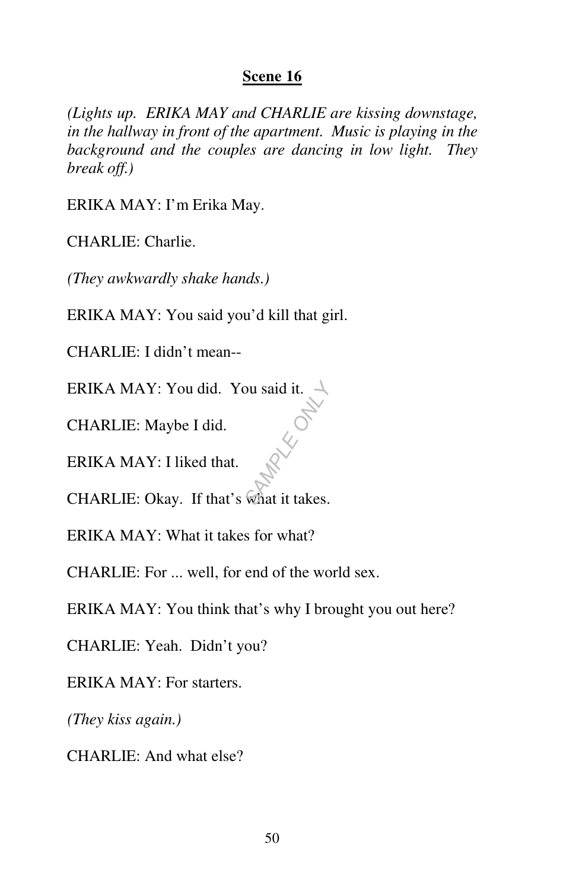## Scene 16

*(Lights up. ERIKA MAY and CHARLIE are kissing downstage, in the hallway in front of the apartment. Music is playing in the background and the couples are dancing in low light. They break off.)*

ERIKA MAY: I'm Erika May.

CHARLIE: Charlie.

*(They awkwardly shake hands.)*

ERIKA MAY: You said you'd kill that girl.

CHARLIE: I didn't mean--

ERIKA MAY: You did. You said it.

CHARLIE: Maybe I did.

ERIKA MAY: I liked that.

CHARLIE: Okay. If that's what it takes.

ERIKA MAY: What it takes for what?

CHARLIE: For ... well, for end of the world sex.

ERIKA MAY: You think that's why I brought you out here?

CHARLIE: Yeah. Didn't you?

ERIKA MAY: For starters.

*(They kiss again.)*

CHARLIE: And what else?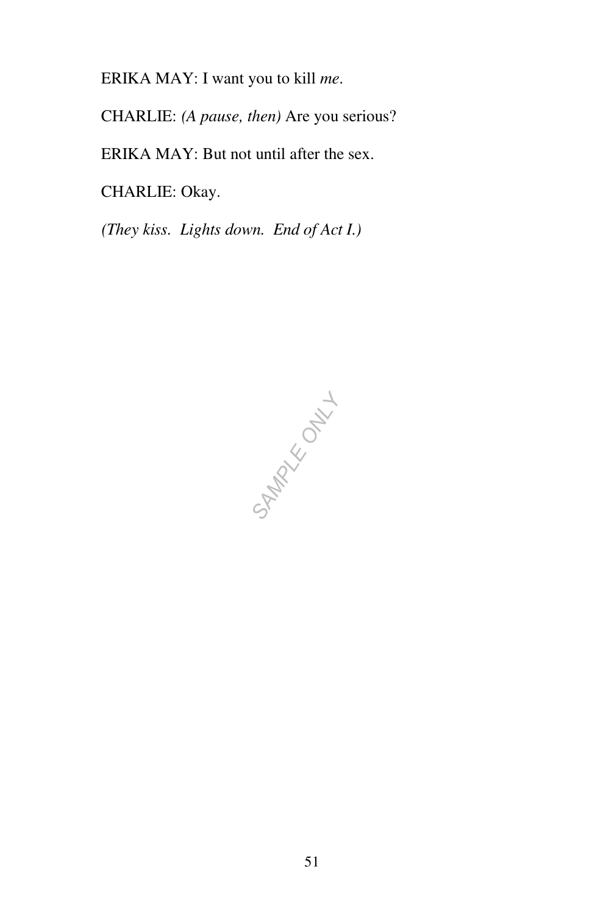ERIKA MAY: I want you to kill *me*.

CHARLIE: *(A pause, then)* Are you serious?

ERIKA MAY: But not until after the sex.

CHARLIE: Okay.

*(They kiss. Lights down. End of Act I.)*

SAMPLE ONLY